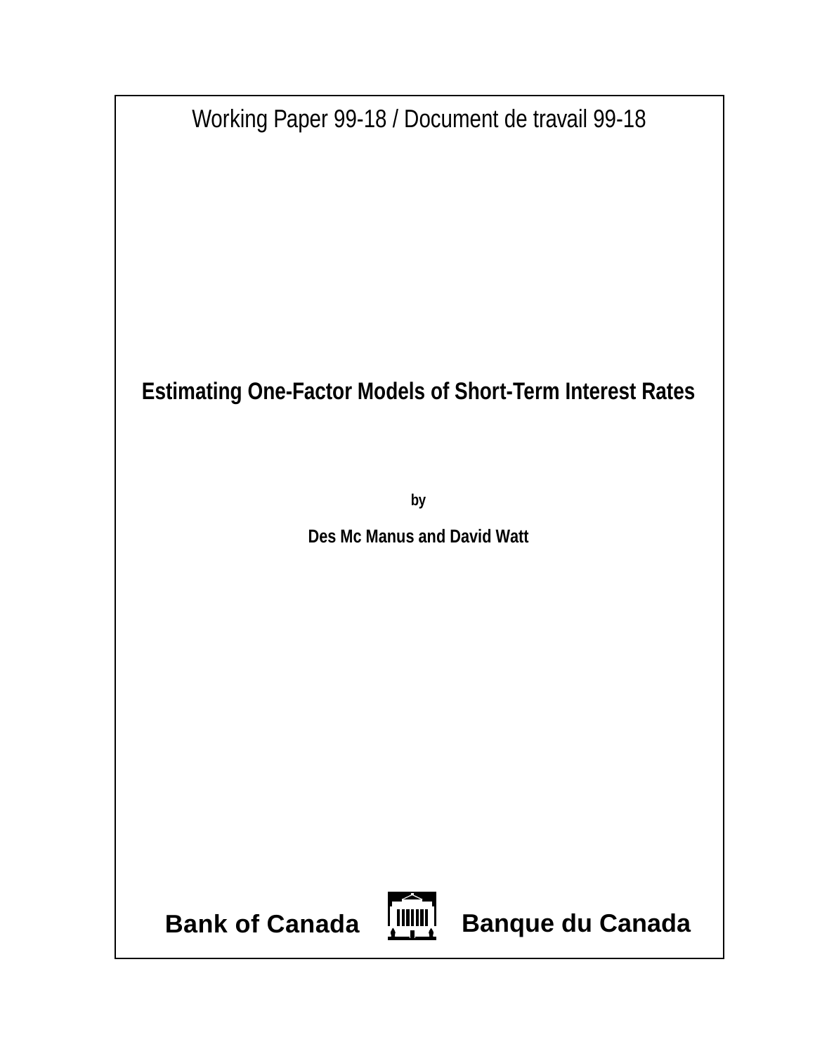Working Paper 99-18 / Document de travail 99-18

# Estimating One-Factor Models of Short-Term Interest Rates

**by**

**Des Mc Manus and David Watt**

**Bank of Canada** **Banque du Canada**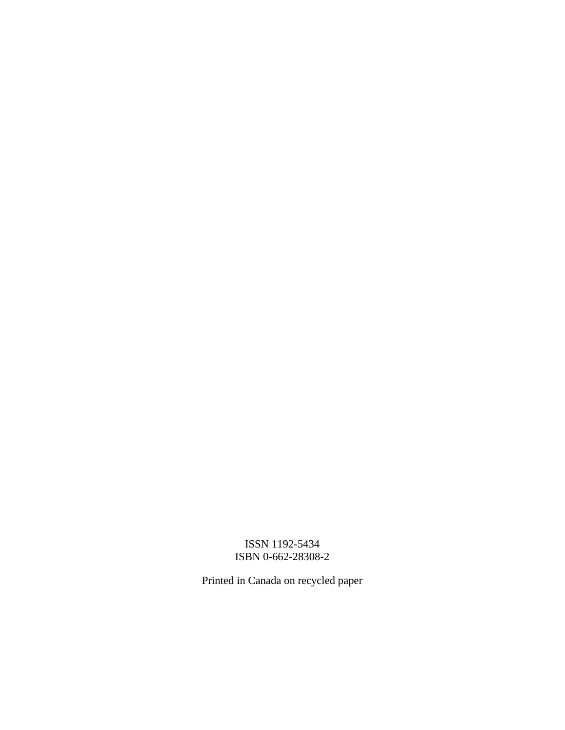ISSN 1192-5434
ISBN 0-662-28308-2

Printed in Canada on recycled paper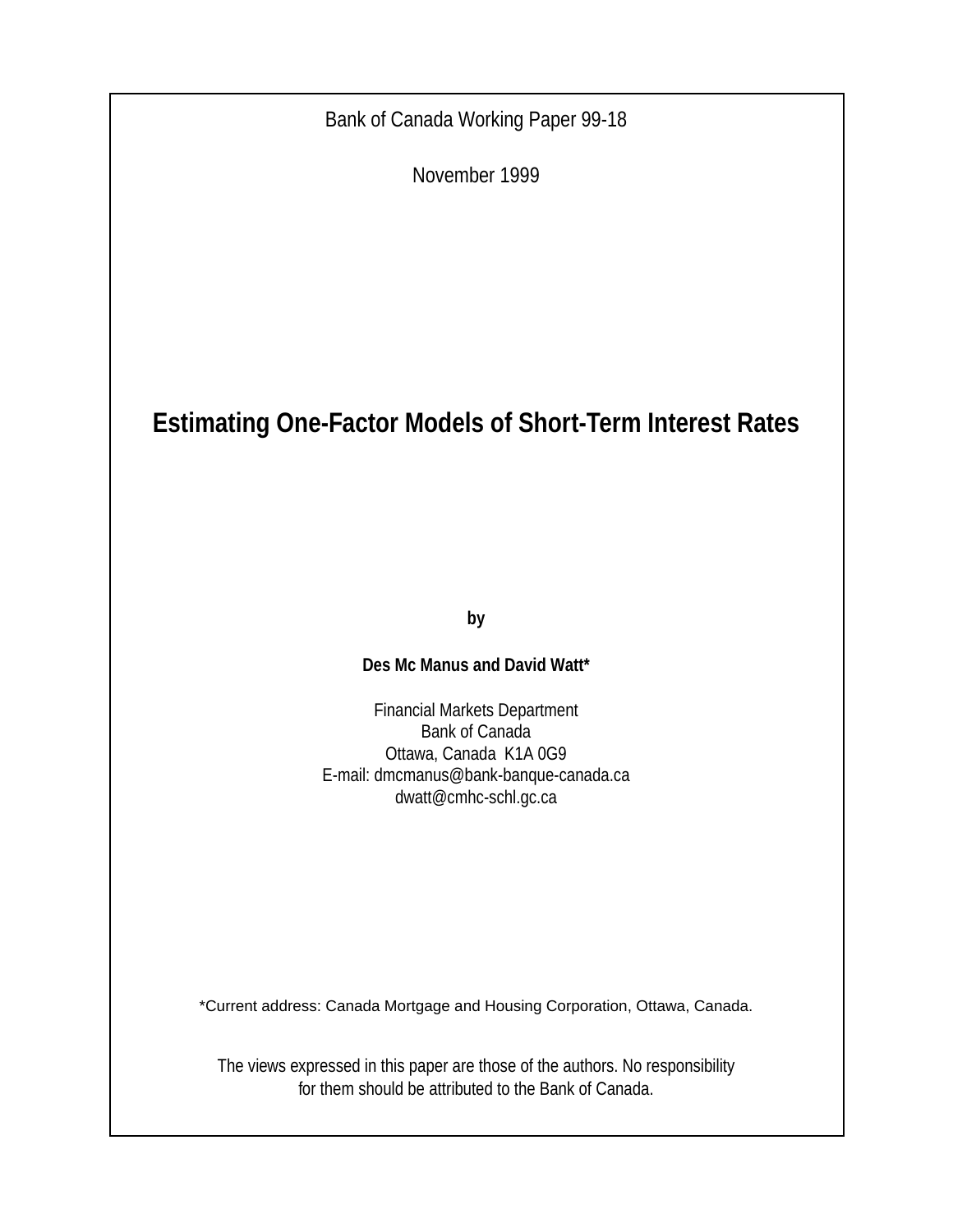Bank of Canada Working Paper 99-18

November 1999

# Estimating One-Factor Models of Short-Term Interest Rates

**by**

**Des Mc Manus and David Watt***

Financial Markets Department
Bank of Canada
Ottawa, Canada K1A 0G9
E-mail: dmcmanus@bank-banque-canada.ca
dwatt@cmhc-schl.gc.ca

*Current address: Canada Mortgage and Housing Corporation, Ottawa, Canada.

The views expressed in this paper are those of the authors. No responsibility for them should be attributed to the Bank of Canada.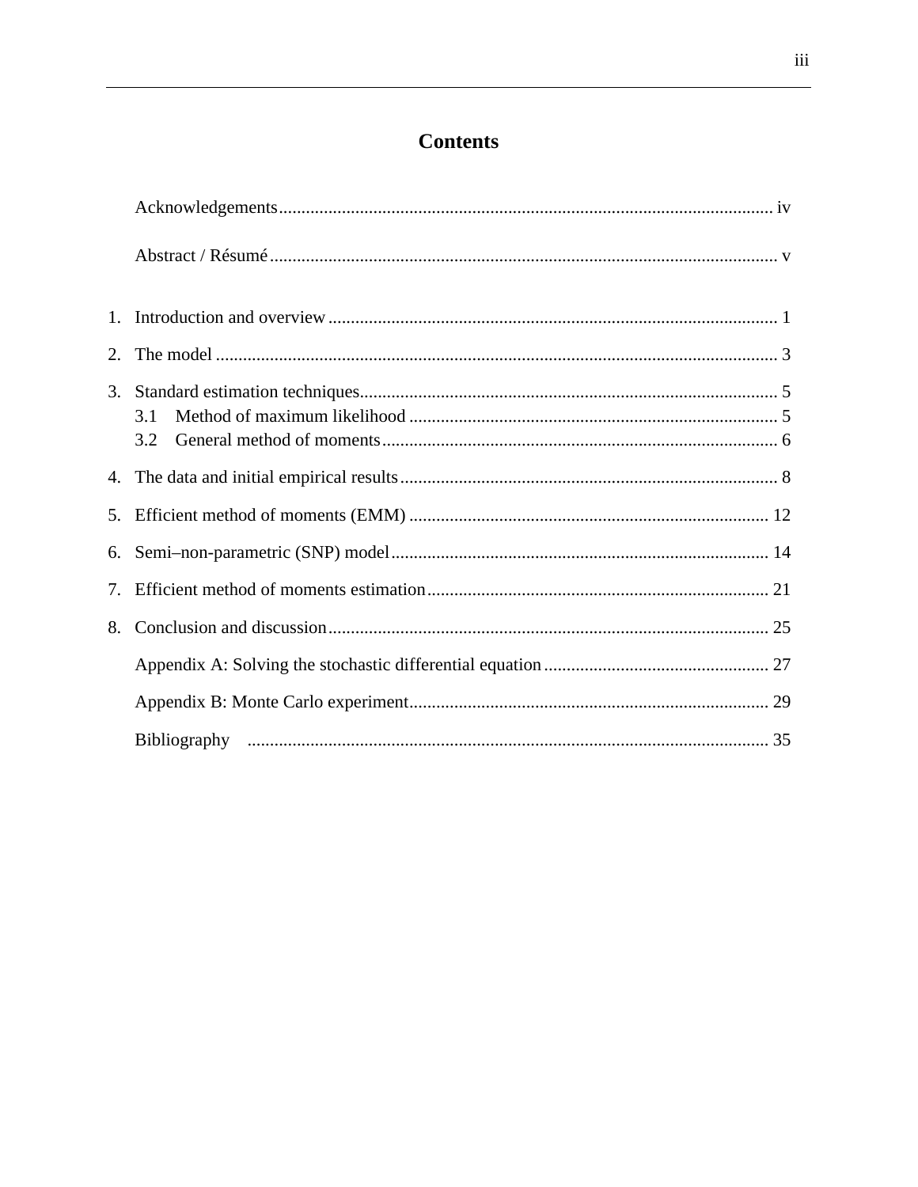# Contents

Acknowledgements ........................................................................................................... iv

Abstract / Résumé ............................................................................................................. v

1. Introduction and overview ............................................................................................ 1
2. The model ..................................................................................................................... 3
3. Standard estimation techniques ..................................................................................... 5
   - 3.1 Method of maximum likelihood ........................................................................... 5
   - 3.2 General method of moments ................................................................................ 6
4. The data and initial empirical results ............................................................................ 8
5. Efficient method of moments (EMM) ......................................................................... 12
6. Semi–non-parametric (SNP) model ............................................................................. 14
7. Efficient method of moments estimation ..................................................................... 21
8. Conclusion and discussion ........................................................................................... 25

Appendix A: Solving the stochastic differential equation .................................................. 27

Appendix B: Monte Carlo experiment ................................................................................ 29

Bibliography ...................................................................................................................... 35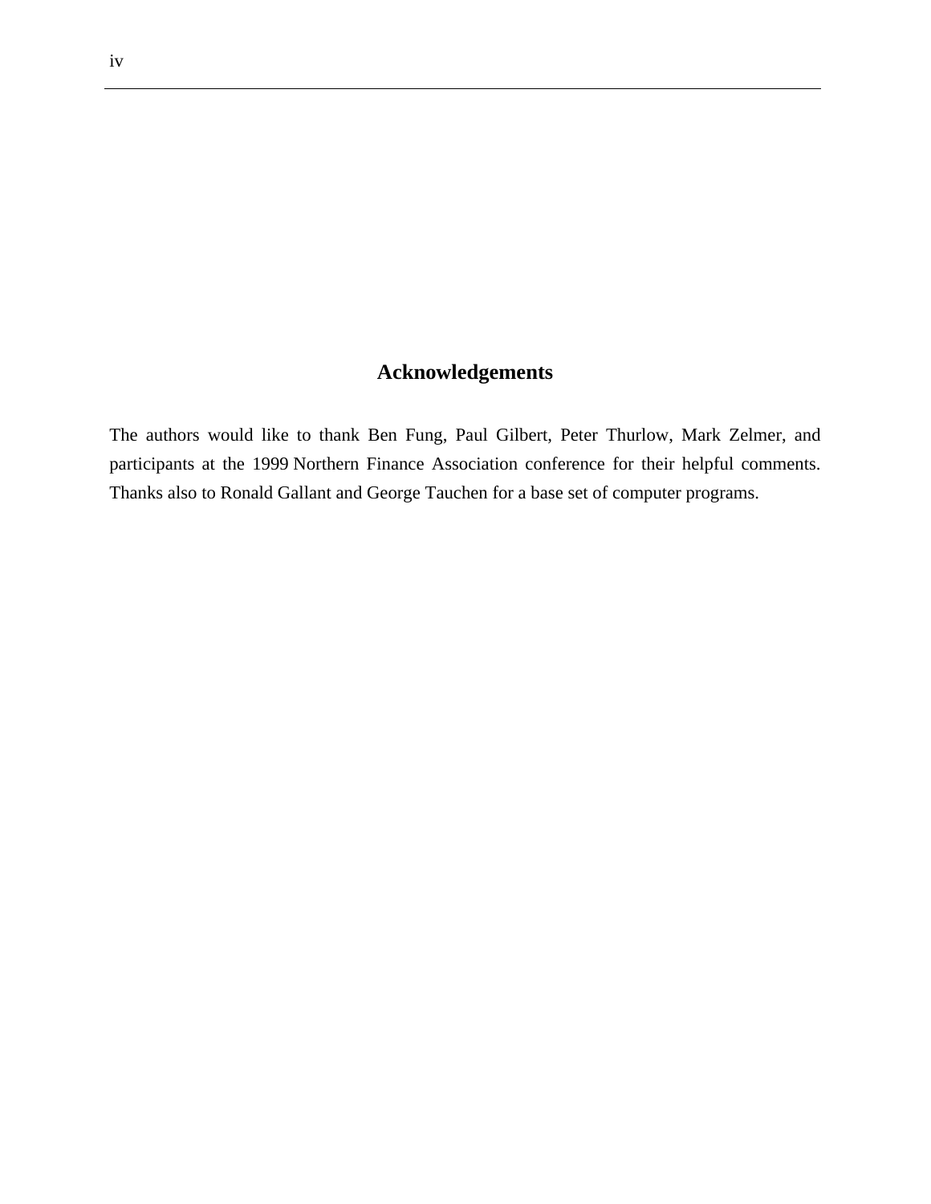## Acknowledgements

The authors would like to thank Ben Fung, Paul Gilbert, Peter Thurlow, Mark Zelmer, and participants at the 1999 Northern Finance Association conference for their helpful comments. Thanks also to Ronald Gallant and George Tauchen for a base set of computer programs.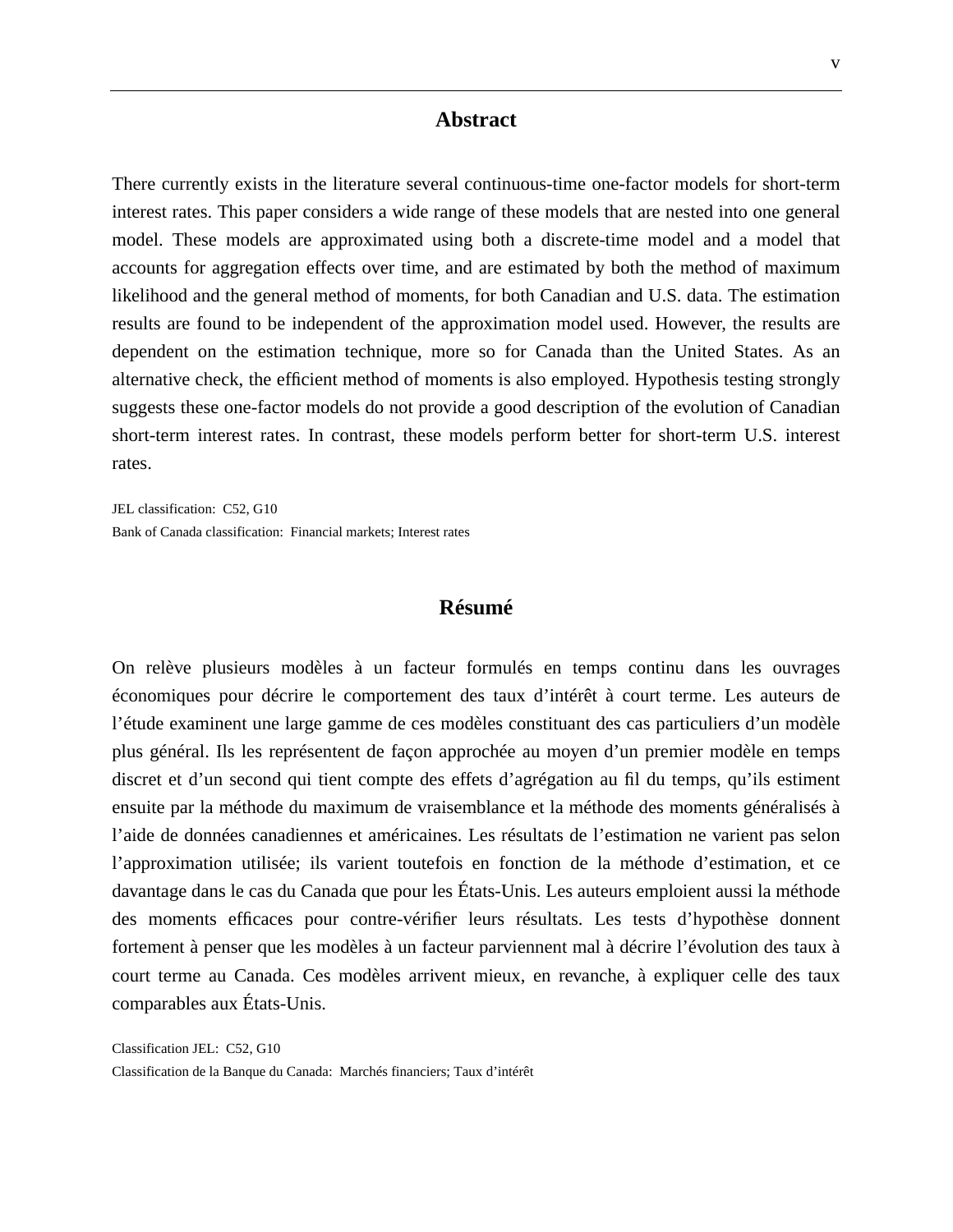## Abstract

There currently exists in the literature several continuous-time one-factor models for short-term interest rates. This paper considers a wide range of these models that are nested into one general model. These models are approximated using both a discrete-time model and a model that accounts for aggregation effects over time, and are estimated by both the method of maximum likelihood and the general method of moments, for both Canadian and U.S. data. The estimation results are found to be independent of the approximation model used. However, the results are dependent on the estimation technique, more so for Canada than the United States. As an alternative check, the efficient method of moments is also employed. Hypothesis testing strongly suggests these one-factor models do not provide a good description of the evolution of Canadian short-term interest rates. In contrast, these models perform better for short-term U.S. interest rates.

JEL classification: C52, G10
Bank of Canada classification: Financial markets; Interest rates

## Résumé

On relève plusieurs modèles à un facteur formulés en temps continu dans les ouvrages économiques pour décrire le comportement des taux d’intérêt à court terme. Les auteurs de l’étude examinent une large gamme de ces modèles constituant des cas particuliers d’un modèle plus général. Ils les représentent de façon approchée au moyen d’un premier modèle en temps discret et d’un second qui tient compte des effets d’agrégation au fil du temps, qu’ils estiment ensuite par la méthode du maximum de vraisemblance et la méthode des moments généralisés à l’aide de données canadiennes et américaines. Les résultats de l’estimation ne varient pas selon l’approximation utilisée; ils varient toutefois en fonction de la méthode d’estimation, et ce davantage dans le cas du Canada que pour les États-Unis. Les auteurs emploient aussi la méthode des moments efficaces pour contre-vérifier leurs résultats. Les tests d’hypothèse donnent fortement à penser que les modèles à un facteur parviennent mal à décrire l’évolution des taux à court terme au Canada. Ces modèles arrivent mieux, en revanche, à expliquer celle des taux comparables aux États-Unis.

Classification JEL: C52, G10
Classification de la Banque du Canada: Marchés financiers; Taux d’intérêt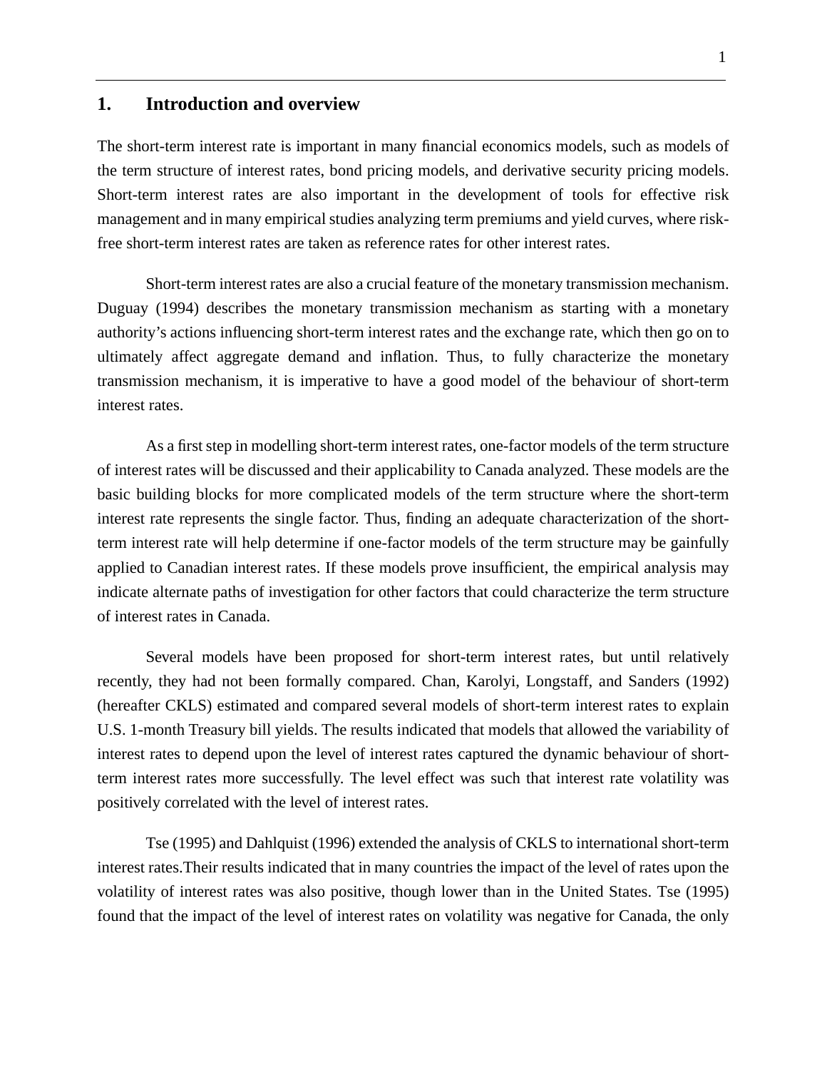# 1. Introduction and overview

The short-term interest rate is important in many financial economics models, such as models of the term structure of interest rates, bond pricing models, and derivative security pricing models. Short-term interest rates are also important in the development of tools for effective risk management and in many empirical studies analyzing term premiums and yield curves, where risk-free short-term interest rates are taken as reference rates for other interest rates.

Short-term interest rates are also a crucial feature of the monetary transmission mechanism. Duguay (1994) describes the monetary transmission mechanism as starting with a monetary authority's actions influencing short-term interest rates and the exchange rate, which then go on to ultimately affect aggregate demand and inflation. Thus, to fully characterize the monetary transmission mechanism, it is imperative to have a good model of the behaviour of short-term interest rates.

As a first step in modelling short-term interest rates, one-factor models of the term structure of interest rates will be discussed and their applicability to Canada analyzed. These models are the basic building blocks for more complicated models of the term structure where the short-term interest rate represents the single factor. Thus, finding an adequate characterization of the short-term interest rate will help determine if one-factor models of the term structure may be gainfully applied to Canadian interest rates. If these models prove insufficient, the empirical analysis may indicate alternate paths of investigation for other factors that could characterize the term structure of interest rates in Canada.

Several models have been proposed for short-term interest rates, but until relatively recently, they had not been formally compared. Chan, Karolyi, Longstaff, and Sanders (1992) (hereafter CKLS) estimated and compared several models of short-term interest rates to explain U.S. 1-month Treasury bill yields. The results indicated that models that allowed the variability of interest rates to depend upon the level of interest rates captured the dynamic behaviour of short-term interest rates more successfully. The level effect was such that interest rate volatility was positively correlated with the level of interest rates.

Tse (1995) and Dahlquist (1996) extended the analysis of CKLS to international short-term interest rates.Their results indicated that in many countries the impact of the level of rates upon the volatility of interest rates was also positive, though lower than in the United States. Tse (1995) found that the impact of the level of interest rates on volatility was negative for Canada, the only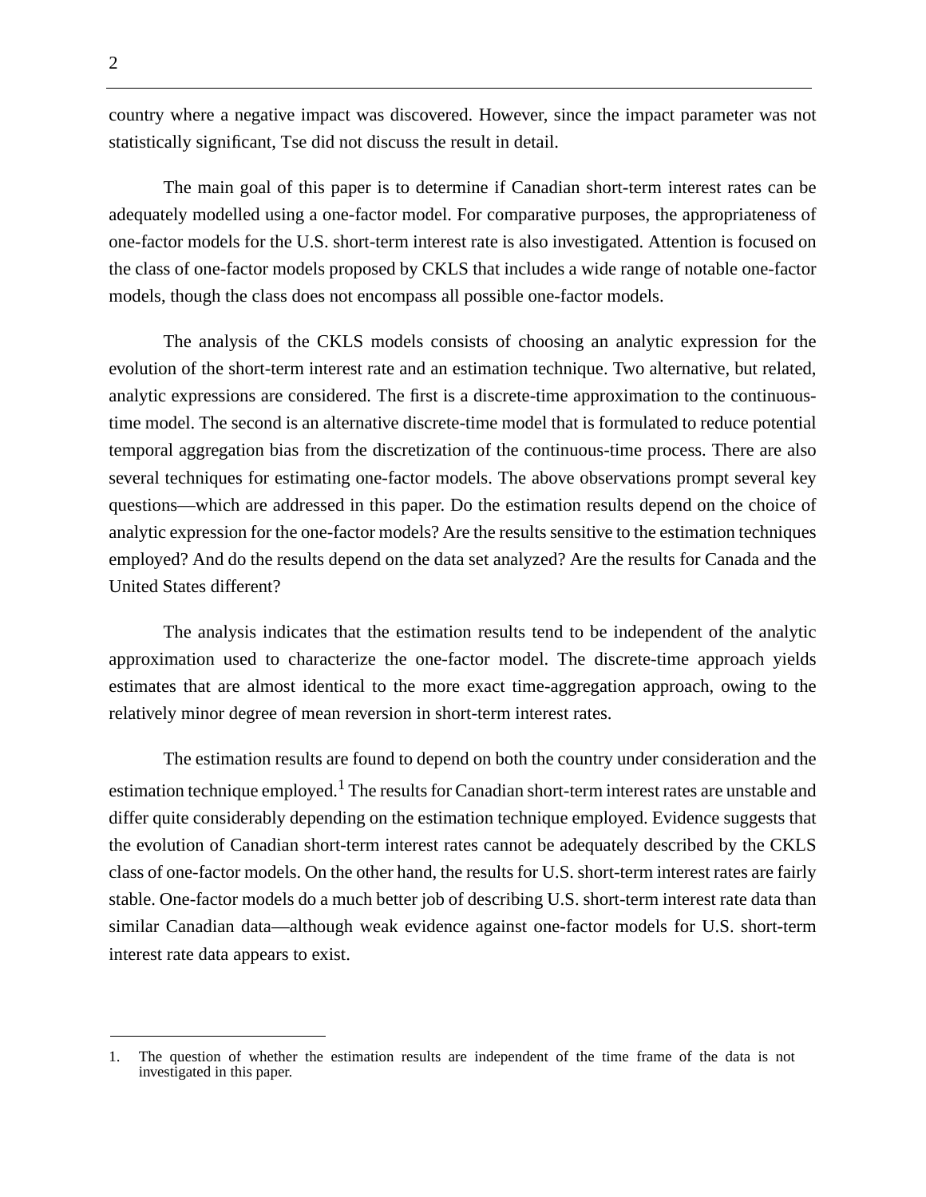country where a negative impact was discovered. However, since the impact parameter was not statistically significant, Tse did not discuss the result in detail.

The main goal of this paper is to determine if Canadian short-term interest rates can be adequately modelled using a one-factor model. For comparative purposes, the appropriateness of one-factor models for the U.S. short-term interest rate is also investigated. Attention is focused on the class of one-factor models proposed by CKLS that includes a wide range of notable one-factor models, though the class does not encompass all possible one-factor models.

The analysis of the CKLS models consists of choosing an analytic expression for the evolution of the short-term interest rate and an estimation technique. Two alternative, but related, analytic expressions are considered. The first is a discrete-time approximation to the continuous-time model. The second is an alternative discrete-time model that is formulated to reduce potential temporal aggregation bias from the discretization of the continuous-time process. There are also several techniques for estimating one-factor models. The above observations prompt several key questions—which are addressed in this paper. Do the estimation results depend on the choice of analytic expression for the one-factor models? Are the results sensitive to the estimation techniques employed? And do the results depend on the data set analyzed? Are the results for Canada and the United States different?

The analysis indicates that the estimation results tend to be independent of the analytic approximation used to characterize the one-factor model. The discrete-time approach yields estimates that are almost identical to the more exact time-aggregation approach, owing to the relatively minor degree of mean reversion in short-term interest rates.

The estimation results are found to depend on both the country under consideration and the estimation technique employed.[1] The results for Canadian short-term interest rates are unstable and differ quite considerably depending on the estimation technique employed. Evidence suggests that the evolution of Canadian short-term interest rates cannot be adequately described by the CKLS class of one-factor models. On the other hand, the results for U.S. short-term interest rates are fairly stable. One-factor models do a much better job of describing U.S. short-term interest rate data than similar Canadian data—although weak evidence against one-factor models for U.S. short-term interest rate data appears to exist.

1. The question of whether the estimation results are independent of the time frame of the data is not investigated in this paper.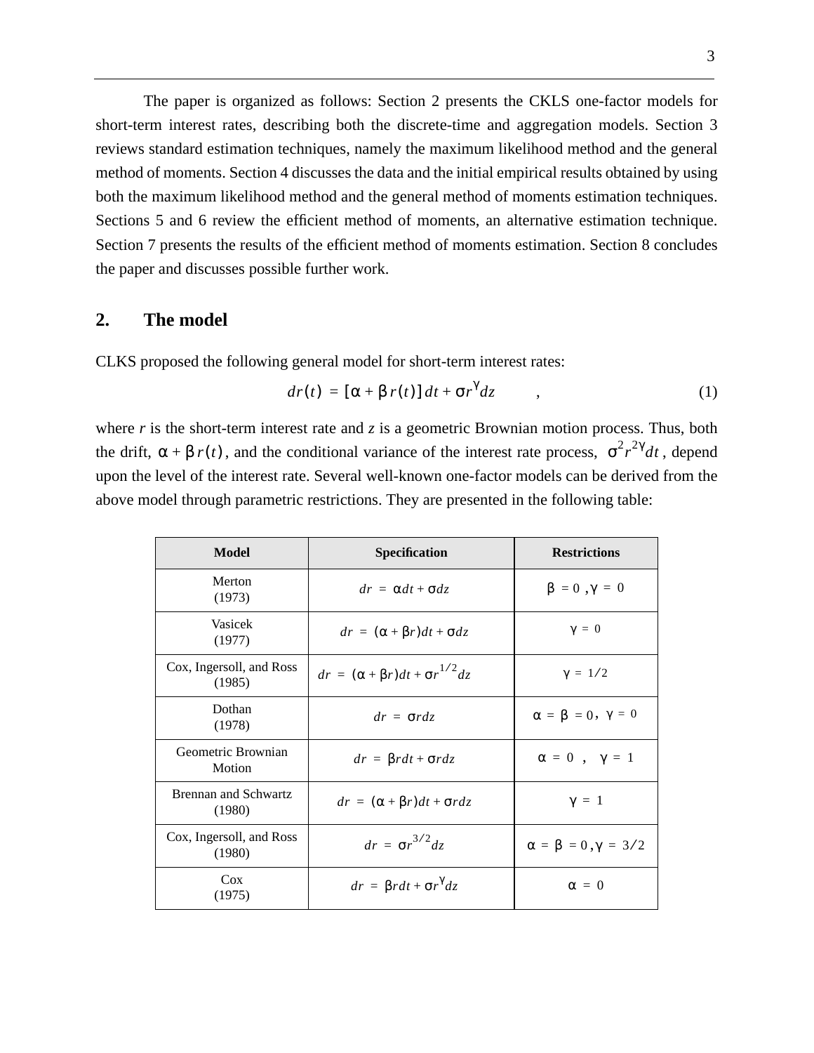The paper is organized as follows: Section 2 presents the CKLS one-factor models for short-term interest rates, describing both the discrete-time and aggregation models. Section 3 reviews standard estimation techniques, namely the maximum likelihood method and the general method of moments. Section 4 discusses the data and the initial empirical results obtained by using both the maximum likelihood method and the general method of moments estimation techniques. Sections 5 and 6 review the efficient method of moments, an alternative estimation technique. Section 7 presents the results of the efficient method of moments estimation. Section 8 concludes the paper and discusses possible further work.

## 2. The model

CLKS proposed the following general model for short-term interest rates:

$$dr(t) = [\alpha + \beta r(t)]dt + \sigma r^{\gamma} dz \qquad , \tag{1}$$

where *r* is the short-term interest rate and *z* is a geometric Brownian motion process. Thus, both the drift, $\alpha + \beta r(t)$, and the conditional variance of the interest rate process, $\sigma^2 r^{2\gamma} dt$, depend upon the level of the interest rate. Several well-known one-factor models can be derived from the above model through parametric restrictions. They are presented in the following table:

| Model | Specification | Restrictions |
|---|---|---|
| Merton (1973) | $dr = \alpha dt + \sigma dz$ | $\beta = 0, \gamma = 0$ |
| Vasicek (1977) | $dr = (\alpha + \beta r)dt + \sigma dz$ | $\gamma = 0$ |
| Cox, Ingersoll, and Ross (1985) | $dr = (\alpha + \beta r)dt + \sigma r^{1/2} dz$ | $\gamma = 1/2$ |
| Dothan (1978) | $dr = \sigma r dz$ | $\alpha = \beta = 0, \gamma = 0$ |
| Geometric Brownian Motion | $dr = \beta r dt + \sigma r dz$ | $\alpha = 0, \gamma = 1$ |
| Brennan and Schwartz (1980) | $dr = (\alpha + \beta r)dt + \sigma r dz$ | $\gamma = 1$ |
| Cox, Ingersoll, and Ross (1980) | $dr = \sigma r^{3/2} dz$ | $\alpha = \beta = 0, \gamma = 3/2$ |
| Cox (1975) | $dr = \beta r dt + \sigma r^{\gamma} dz$ | $\alpha = 0$ |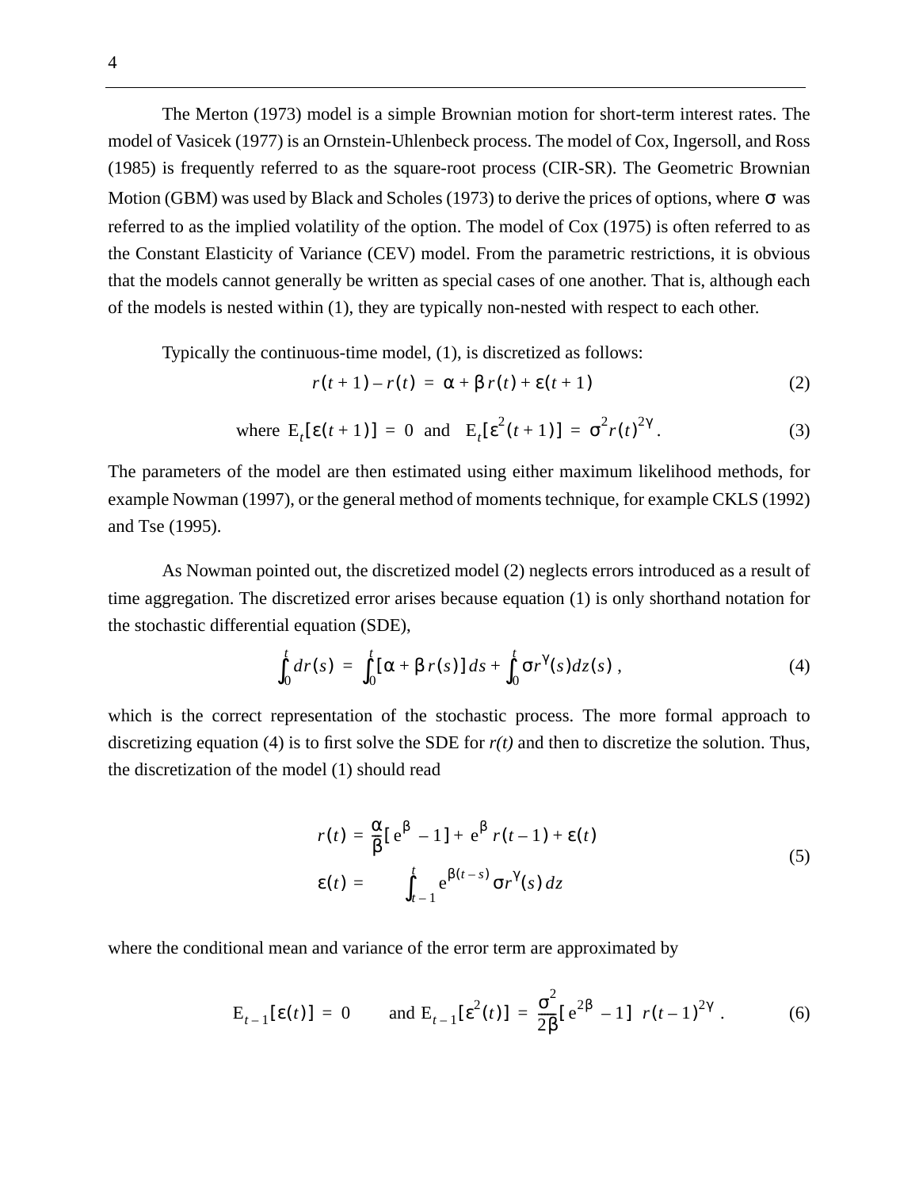The Merton (1973) model is a simple Brownian motion for short-term interest rates. The model of Vasicek (1977) is an Ornstein-Uhlenbeck process. The model of Cox, Ingersoll, and Ross (1985) is frequently referred to as the square-root process (CIR-SR). The Geometric Brownian Motion (GBM) was used by Black and Scholes (1973) to derive the prices of options, where $\sigma$ was referred to as the implied volatility of the option. The model of Cox (1975) is often referred to as the Constant Elasticity of Variance (CEV) model. From the parametric restrictions, it is obvious that the models cannot generally be written as special cases of one another. That is, although each of the models is nested within (1), they are typically non-nested with respect to each other.

Typically the continuous-time model, (1), is discretized as follows:

$$r(t+1) - r(t) = \alpha + \beta r(t) + \varepsilon(t+1) \tag{2}$$

$$\text{where } \mathrm{E}_t[\varepsilon(t+1)] = 0 \text{ and } \mathrm{E}_t[\varepsilon^2(t+1)] = \sigma^2 r(t)^{2\gamma}. \tag{3}$$

The parameters of the model are then estimated using either maximum likelihood methods, for example Nowman (1997), or the general method of moments technique, for example CKLS (1992) and Tse (1995).

As Nowman pointed out, the discretized model (2) neglects errors introduced as a result of time aggregation. The discretized error arises because equation (1) is only shorthand notation for the stochastic differential equation (SDE),

$$\int_0^t dr(s) = \int_0^t [\alpha + \beta r(s)]\,ds + \int_0^t \sigma r^\gamma(s)\,dz(s)\,, \tag{4}$$

which is the correct representation of the stochastic process. The more formal approach to discretizing equation (4) is to first solve the SDE for *r(t)* and then to discretize the solution. Thus, the discretization of the model (1) should read

$$\begin{aligned} r(t) &= \frac{\alpha}{\beta}[\mathrm{e}^{\beta} - 1] + \mathrm{e}^{\beta}\, r(t-1) + \varepsilon(t) \\ \varepsilon(t) &= \int_{t-1}^{t} \mathrm{e}^{\beta(t-s)}\sigma r^\gamma(s)\,dz \end{aligned} \tag{5}$$

where the conditional mean and variance of the error term are approximated by

$$\mathrm{E}_{t-1}[\varepsilon(t)] = 0 \qquad \text{and } \mathrm{E}_{t-1}[\varepsilon^2(t)] = \frac{\sigma^2}{2\beta}[\mathrm{e}^{2\beta} - 1]\; r(t-1)^{2\gamma}\,. \tag{6}$$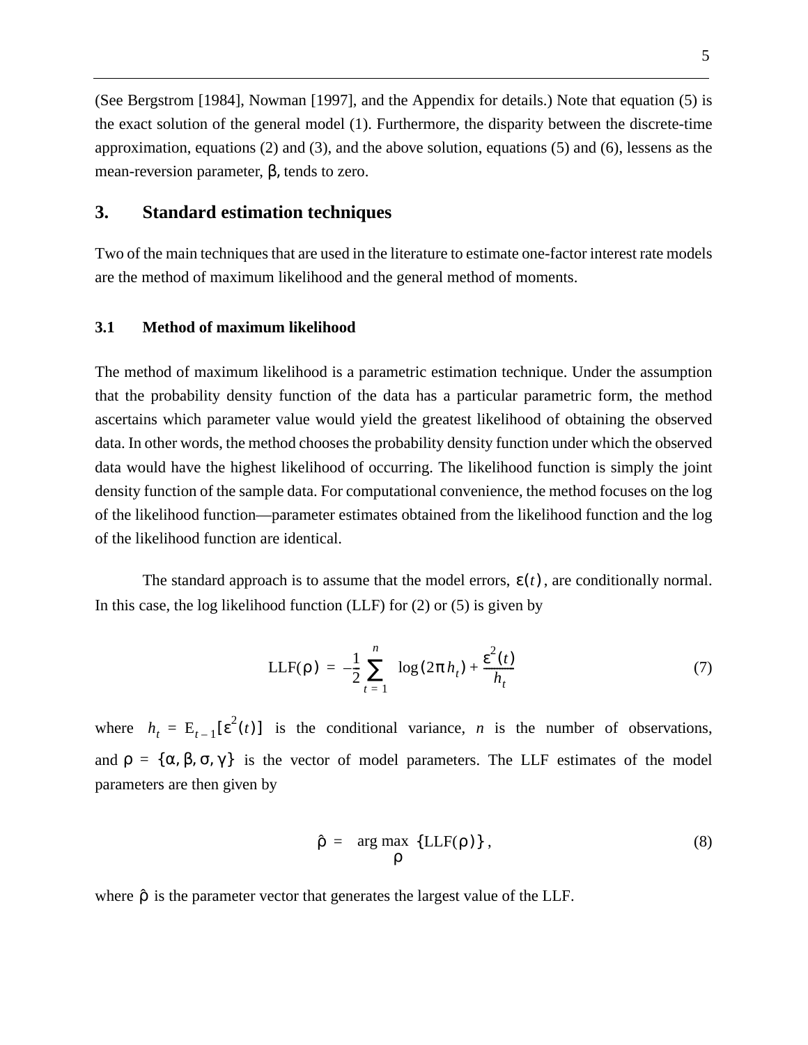(See Bergstrom [1984], Nowman [1997], and the Appendix for details.) Note that equation (5) is the exact solution of the general model (1). Furthermore, the disparity between the discrete-time approximation, equations (2) and (3), and the above solution, equations (5) and (6), lessens as the mean-reversion parameter, $\beta$, tends to zero.

## 3. Standard estimation techniques

Two of the main techniques that are used in the literature to estimate one-factor interest rate models are the method of maximum likelihood and the general method of moments.

### 3.1 Method of maximum likelihood

The method of maximum likelihood is a parametric estimation technique. Under the assumption that the probability density function of the data has a particular parametric form, the method ascertains which parameter value would yield the greatest likelihood of obtaining the observed data. In other words, the method chooses the probability density function under which the observed data would have the highest likelihood of occurring. The likelihood function is simply the joint density function of the sample data. For computational convenience, the method focuses on the log of the likelihood function—parameter estimates obtained from the likelihood function and the log of the likelihood function are identical.

The standard approach is to assume that the model errors, $\varepsilon(t)$, are conditionally normal. In this case, the log likelihood function (LLF) for (2) or (5) is given by

$$\text{LLF}(\rho) = -\frac{1}{2}\sum_{t=1}^{n} \log(2\pi h_t) + \frac{\varepsilon^2(t)}{h_t} \tag{7}$$

where $h_t = \text{E}_{t-1}[\varepsilon^2(t)]$ is the conditional variance, $n$ is the number of observations, and $\rho = \{\alpha, \beta, \sigma, \gamma\}$ is the vector of model parameters. The LLF estimates of the model parameters are then given by

$$\hat{\rho} = \underset{\rho}{\arg\max}\ \{\text{LLF}(\rho)\}, \tag{8}$$

where $\hat{\rho}$ is the parameter vector that generates the largest value of the LLF.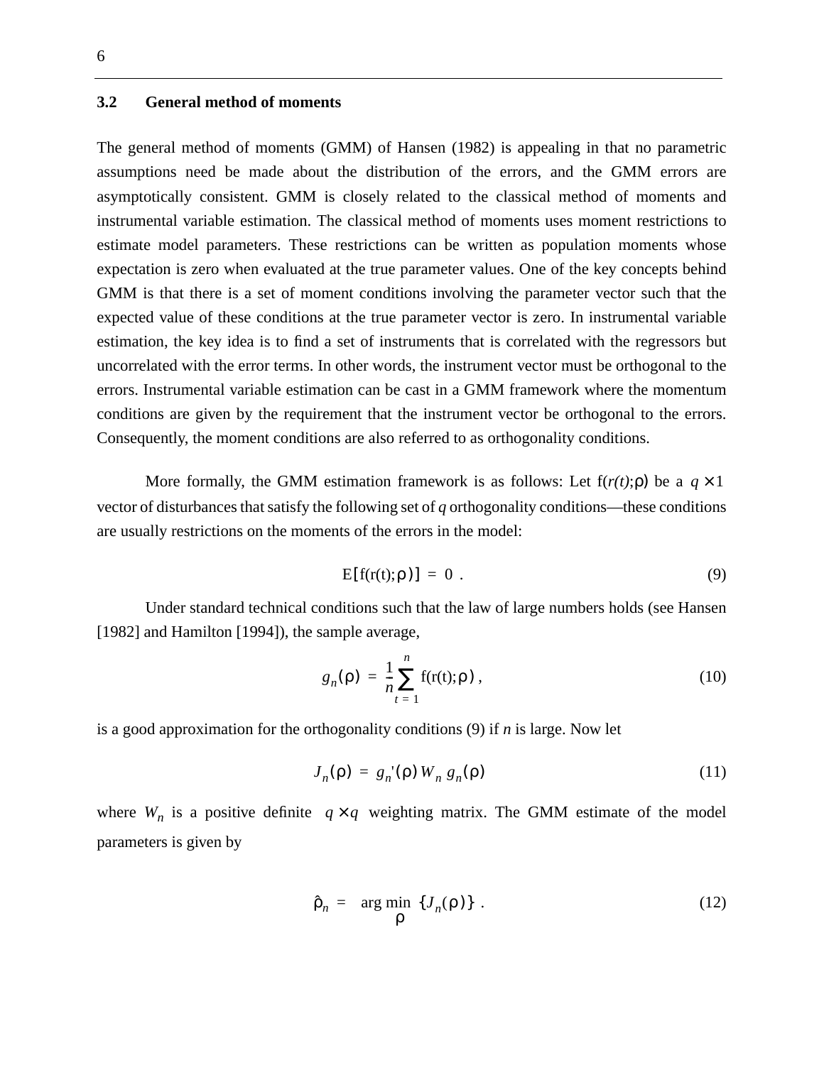### 3.2 General method of moments

The general method of moments (GMM) of Hansen (1982) is appealing in that no parametric assumptions need be made about the distribution of the errors, and the GMM errors are asymptotically consistent. GMM is closely related to the classical method of moments and instrumental variable estimation. The classical method of moments uses moment restrictions to estimate model parameters. These restrictions can be written as population moments whose expectation is zero when evaluated at the true parameter values. One of the key concepts behind GMM is that there is a set of moment conditions involving the parameter vector such that the expected value of these conditions at the true parameter vector is zero. In instrumental variable estimation, the key idea is to find a set of instruments that is correlated with the regressors but uncorrelated with the error terms. In other words, the instrument vector must be orthogonal to the errors. Instrumental variable estimation can be cast in a GMM framework where the momentum conditions are given by the requirement that the instrument vector be orthogonal to the errors. Consequently, the moment conditions are also referred to as orthogonality conditions.

More formally, the GMM estimation framework is as follows: Let $f(r(t);\rho)$ be a $q \times 1$ vector of disturbances that satisfy the following set of $q$ orthogonality conditions—these conditions are usually restrictions on the moments of the errors in the model:

$$E[f(r(t);\rho)] = 0 . \tag{9}$$

Under standard technical conditions such that the law of large numbers holds (see Hansen [1982] and Hamilton [1994]), the sample average,

$$g_n(\rho) = \frac{1}{n}\sum_{t=1}^{n} f(r(t);\rho) , \tag{10}$$

is a good approximation for the orthogonality conditions (9) if $n$ is large. Now let

$$J_n(\rho) = g_n'(\rho)\, W_n\, g_n(\rho) \tag{11}$$

where $W_n$ is a positive definite $q \times q$ weighting matrix. The GMM estimate of the model parameters is given by

$$\hat{\rho}_n = \underset{\rho}{\arg\min}\ \{J_n(\rho)\} . \tag{12}$$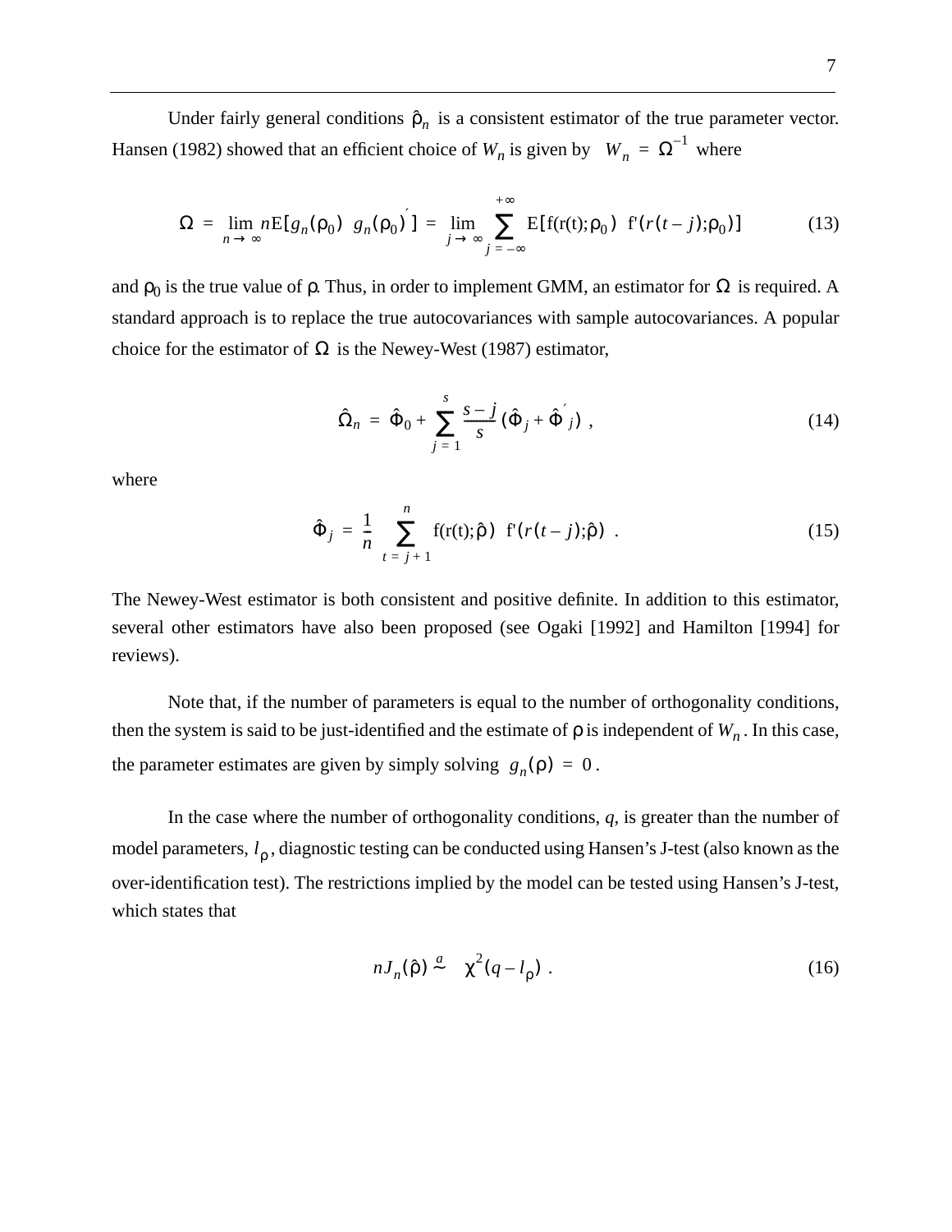Under fairly general conditions $\hat{\rho}_n$ is a consistent estimator of the true parameter vector. Hansen (1982) showed that an efficient choice of $W_n$ is given by $W_n = \Omega^{-1}$ where

$$\Omega = \lim_{n \to \infty} n\mathrm{E}[g_n(\rho_0)\ g_n(\rho_0)'] = \lim_{j \to \infty} \sum_{j=-\infty}^{+\infty} \mathrm{E}[\mathrm{f}(\mathrm{r}(\mathrm{t});\rho_0)\ \mathrm{f}'(r(t-j);\rho_0)] \tag{13}$$

and $\rho_0$ is the true value of $\rho$. Thus, in order to implement GMM, an estimator for $\Omega$ is required. A standard approach is to replace the true autocovariances with sample autocovariances. A popular choice for the estimator of $\Omega$ is the Newey-West (1987) estimator,

$$\hat{\Omega}_n = \hat{\Phi}_0 + \sum_{j=1}^{s} \frac{s-j}{s} (\hat{\Phi}_j + \hat{\Phi}'_j) , \tag{14}$$

where

$$\hat{\Phi}_j = \frac{1}{n} \sum_{t=j+1}^{n} \mathrm{f}(\mathrm{r}(\mathrm{t});\hat{\rho})\ \mathrm{f}'(r(t-j);\hat{\rho}) . \tag{15}$$

The Newey-West estimator is both consistent and positive definite. In addition to this estimator, several other estimators have also been proposed (see Ogaki [1992] and Hamilton [1994] for reviews).

Note that, if the number of parameters is equal to the number of orthogonality conditions, then the system is said to be just-identified and the estimate of $\rho$ is independent of $W_n$. In this case, the parameter estimates are given by simply solving $g_n(\rho) = 0$.

In the case where the number of orthogonality conditions, $q$, is greater than the number of model parameters, $l_\rho$, diagnostic testing can be conducted using Hansen's J-test (also known as the over-identification test). The restrictions implied by the model can be tested using Hansen's J-test, which states that

$$nJ_n(\hat{\rho}) \overset{a}{\sim} \chi^2(q - l_\rho) . \tag{16}$$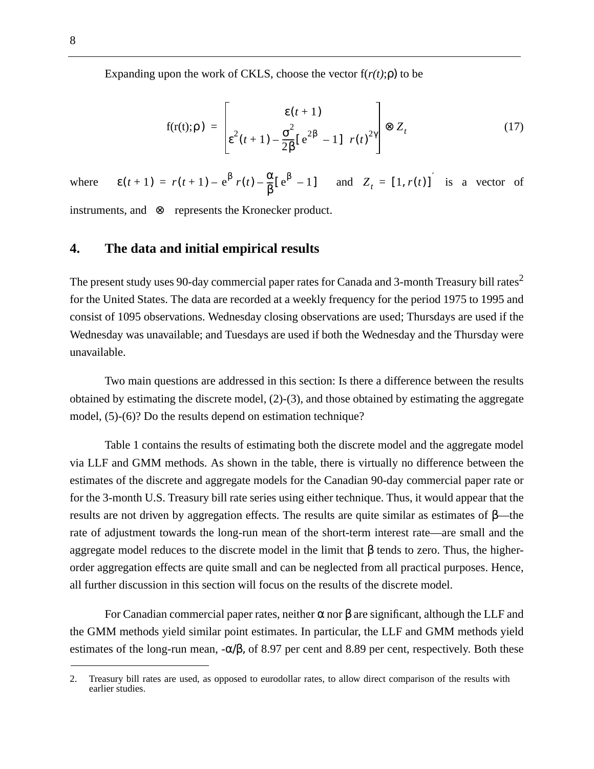Expanding upon the work of CKLS, choose the vector f($r(t)$;ρ) to be

$$f(r(t);\rho) = \begin{bmatrix} \varepsilon(t+1) \\ \varepsilon^2(t+1) - \frac{\sigma^2}{2\beta}[e^{2\beta} - 1] \; r(t)^{2\gamma} \end{bmatrix} \otimes Z_t \tag{17}$$

where $\varepsilon(t+1) = r(t+1) - e^{\beta} r(t) - \frac{\alpha}{\beta}[e^{\beta} - 1]$ and $Z_t = [1, r(t)]'$ is a vector of instruments, and $\otimes$ represents the Kronecker product.

## 4. The data and initial empirical results

The present study uses 90-day commercial paper rates for Canada and 3-month Treasury bill rates[2] for the United States. The data are recorded at a weekly frequency for the period 1975 to 1995 and consist of 1095 observations. Wednesday closing observations are used; Thursdays are used if the Wednesday was unavailable; and Tuesdays are used if both the Wednesday and the Thursday were unavailable.

Two main questions are addressed in this section: Is there a difference between the results obtained by estimating the discrete model, (2)-(3), and those obtained by estimating the aggregate model, (5)-(6)? Do the results depend on estimation technique?

Table 1 contains the results of estimating both the discrete model and the aggregate model via LLF and GMM methods. As shown in the table, there is virtually no difference between the estimates of the discrete and aggregate models for the Canadian 90-day commercial paper rate or for the 3-month U.S. Treasury bill rate series using either technique. Thus, it would appear that the results are not driven by aggregation effects. The results are quite similar as estimates of β—the rate of adjustment towards the long-run mean of the short-term interest rate—are small and the aggregate model reduces to the discrete model in the limit that β tends to zero. Thus, the higher-order aggregation effects are quite small and can be neglected from all practical purposes. Hence, all further discussion in this section will focus on the results of the discrete model.

For Canadian commercial paper rates, neither α nor β are significant, although the LLF and the GMM methods yield similar point estimates. In particular, the LLF and GMM methods yield estimates of the long-run mean, $-\alpha/\beta$, of 8.97 per cent and 8.89 per cent, respectively. Both these

2. Treasury bill rates are used, as opposed to eurodollar rates, to allow direct comparison of the results with earlier studies.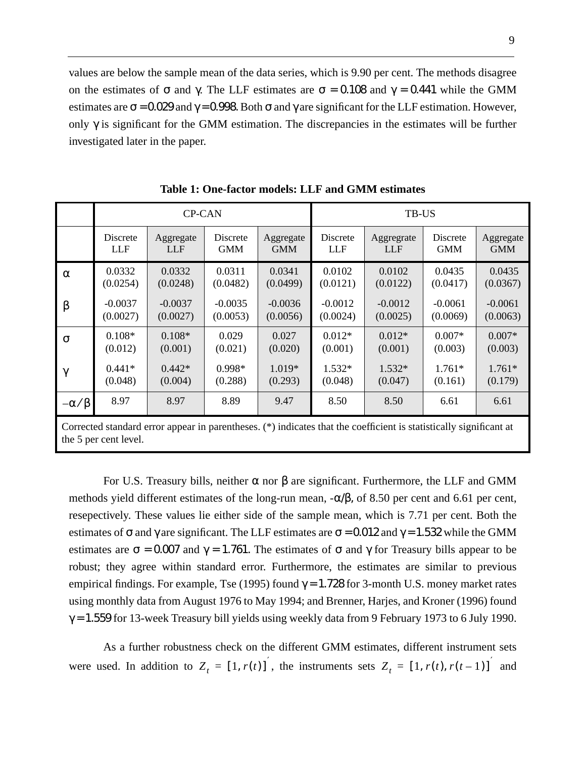values are below the sample mean of the data series, which is 9.90 per cent. The methods disagree on the estimates of $\sigma$ and $\gamma$. The LLF estimates are $\sigma = 0.108$ and $\gamma = 0.441$ while the GMM estimates are $\sigma = 0.029$ and $\gamma = 0.998$. Both $\sigma$ and $\gamma$ are significant for the LLF estimation. However, only $\gamma$ is significant for the GMM estimation. The discrepancies in the estimates will be further investigated later in the paper.

**Table 1: One-factor models: LLF and GMM estimates**

| | CP-CAN | | | | TB-US | | | |
|---|---|---|---|---|---|---|---|---|
| | Discrete LLF | Aggregate LLF | Discrete GMM | Aggregate GMM | Discrete LLF | Aggregrate LLF | Discrete GMM | Aggregate GMM |
| $\alpha$ | 0.0332 (0.0254) | 0.0332 (0.0248) | 0.0311 (0.0482) | 0.0341 (0.0499) | 0.0102 (0.0121) | 0.0102 (0.0122) | 0.0435 (0.0417) | 0.0435 (0.0367) |
| $\beta$ | -0.0037 (0.0027) | -0.0037 (0.0027) | -0.0035 (0.0053) | -0.0036 (0.0056) | -0.0012 (0.0024) | -0.0012 (0.0025) | -0.0061 (0.0069) | -0.0061 (0.0063) |
| $\sigma$ | 0.108* (0.012) | 0.108* (0.001) | 0.029 (0.021) | 0.027 (0.020) | 0.012* (0.001) | 0.012* (0.001) | 0.007* (0.003) | 0.007* (0.003) |
| $\gamma$ | 0.441* (0.048) | 0.442* (0.004) | 0.998* (0.288) | 1.019* (0.293) | 1.532* (0.048) | 1.532* (0.047) | 1.761* (0.161) | 1.761* (0.179) |
| $-\alpha/\beta$ | 8.97 | 8.97 | 8.89 | 9.47 | 8.50 | 8.50 | 6.61 | 6.61 |

Corrected standard error appear in parentheses. (*) indicates that the coefficient is statistically significant at the 5 per cent level.

For U.S. Treasury bills, neither $\alpha$ nor $\beta$ are significant. Furthermore, the LLF and GMM methods yield different estimates of the long-run mean, $-\alpha/\beta$, of 8.50 per cent and 6.61 per cent, resepectively. These values lie either side of the sample mean, which is 7.71 per cent. Both the estimates of $\sigma$ and $\gamma$ are significant. The LLF estimates are $\sigma = 0.012$ and $\gamma = 1.532$ while the GMM estimates are $\sigma = 0.007$ and $\gamma = 1.761$. The estimates of $\sigma$ and $\gamma$ for Treasury bills appear to be robust; they agree within standard error. Furthermore, the estimates are similar to previous empirical findings. For example, Tse (1995) found $\gamma = 1.728$ for 3-month U.S. money market rates using monthly data from August 1976 to May 1994; and Brenner, Harjes, and Kroner (1996) found $\gamma = 1.559$ for 13-week Treasury bill yields using weekly data from 9 February 1973 to 6 July 1990.

As a further robustness check on the different GMM estimates, different instrument sets were used. In addition to $Z_t = [1, r(t)]'$, the instruments sets $Z_t = [1, r(t), r(t-1)]'$ and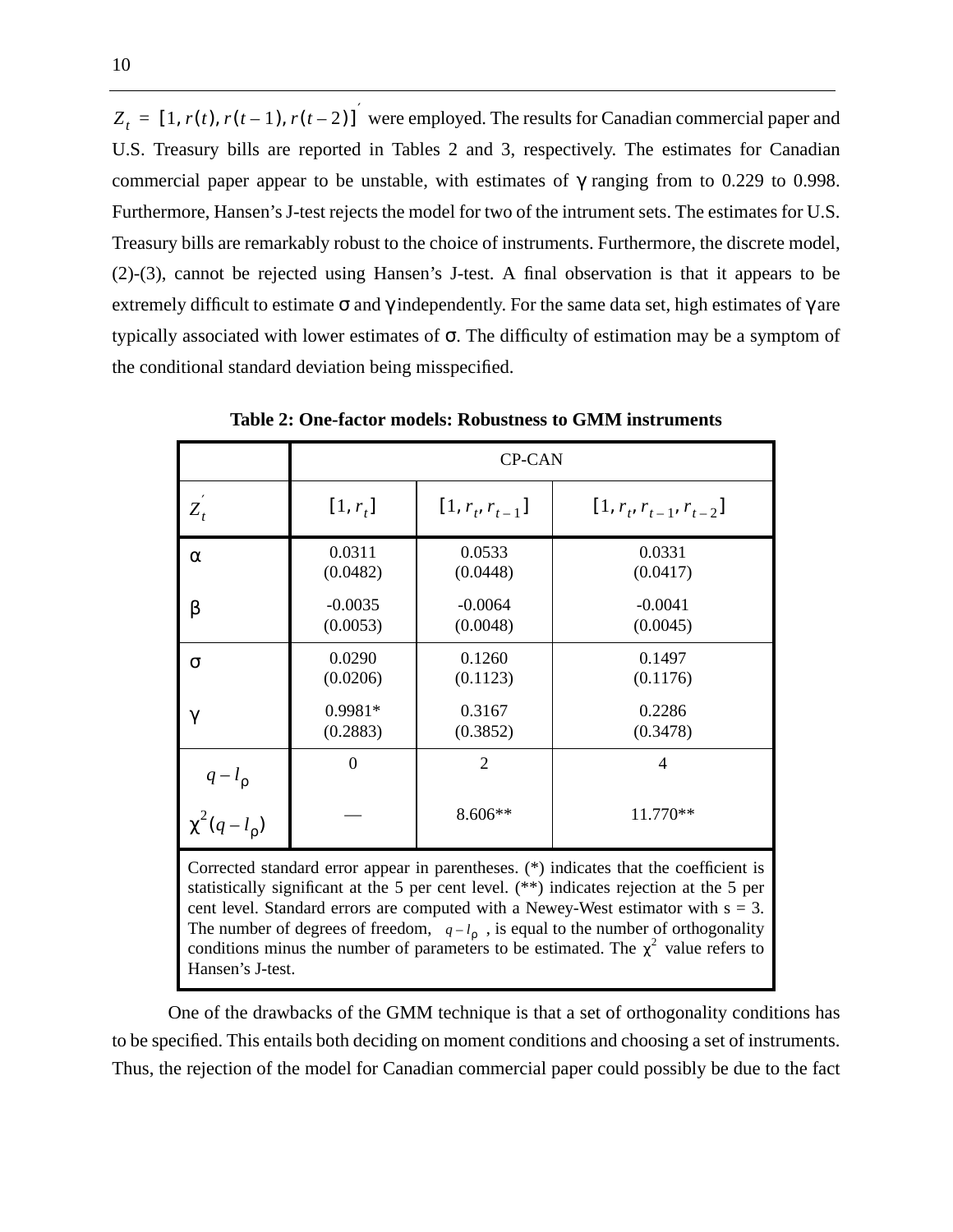$Z_t = [1, r(t), r(t-1), r(t-2)]'$ were employed. The results for Canadian commercial paper and U.S. Treasury bills are reported in Tables 2 and 3, respectively. The estimates for Canadian commercial paper appear to be unstable, with estimates of $\gamma$ ranging from to 0.229 to 0.998. Furthermore, Hansen's J-test rejects the model for two of the intrument sets. The estimates for U.S. Treasury bills are remarkably robust to the choice of instruments. Furthermore, the discrete model, (2)-(3), cannot be rejected using Hansen's J-test. A final observation is that it appears to be extremely difficult to estimate $\sigma$ and $\gamma$ independently. For the same data set, high estimates of $\gamma$ are typically associated with lower estimates of $\sigma$. The difficulty of estimation may be a symptom of the conditional standard deviation being misspecified.

**Table 2: One-factor models: Robustness to GMM instruments**

| | CP-CAN | | |
|---|---|---|---|
| $Z_t'$ | $[1, r_t]$ | $[1, r_t, r_{t-1}]$ | $[1, r_t, r_{t-1}, r_{t-2}]$ |
| $\alpha$ | 0.0311 (0.0482) | 0.0533 (0.0448) | 0.0331 (0.0417) |
| $\beta$ | -0.0035 (0.0053) | -0.0064 (0.0048) | -0.0041 (0.0045) |
| $\sigma$ | 0.0290 (0.0206) | 0.1260 (0.1123) | 0.1497 (0.1176) |
| $\gamma$ | 0.9981* (0.2883) | 0.3167 (0.3852) | 0.2286 (0.3478) |
| $q - l_\rho$ | 0 | 2 | 4 |
| $\chi^2(q - l_\rho)$ | — | 8.606** | 11.770** |

Corrected standard error appear in parentheses. (*) indicates that the coefficient is statistically significant at the 5 per cent level. (**) indicates rejection at the 5 per cent level. Standard errors are computed with a Newey-West estimator with s = 3. The number of degrees of freedom, $q - l_\rho$, is equal to the number of orthogonality conditions minus the number of parameters to be estimated. The $\chi^2$ value refers to Hansen's J-test.

One of the drawbacks of the GMM technique is that a set of orthogonality conditions has to be specified. This entails both deciding on moment conditions and choosing a set of instruments. Thus, the rejection of the model for Canadian commercial paper could possibly be due to the fact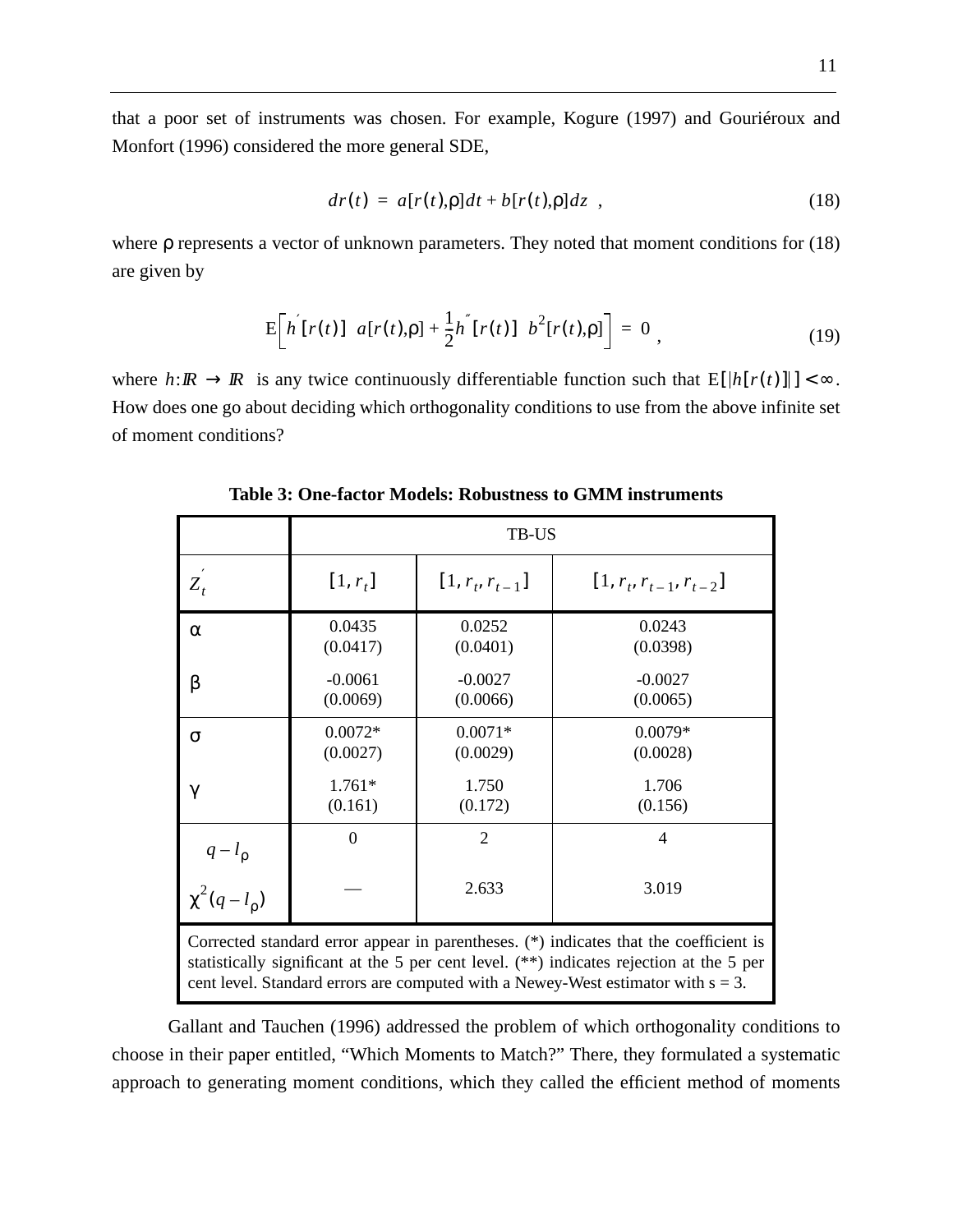that a poor set of instruments was chosen. For example, Kogure (1997) and Gouriéroux and Monfort (1996) considered the more general SDE,

$$dr(t) = a[r(t),\rho]dt + b[r(t),\rho]dz \ , \tag{18}$$

where $\rho$ represents a vector of unknown parameters. They noted that moment conditions for (18) are given by

$$\mathrm{E}\left[h'[r(t)] \ a[r(t),\rho] + \frac{1}{2}h''[r(t)] \ b^2[r(t),\rho]\right] = 0 \ , \tag{19}$$

where $h:\mathbb{R} \to \mathbb{R}$ is any twice continuously differentiable function such that $\mathrm{E}[|h[r(t)]|] < \infty$. How does one go about deciding which orthogonality conditions to use from the above infinite set of moment conditions?

**Table 3: One-factor Models: Robustness to GMM instruments**

| | TB-US | | |
|---|---|---|---|
| $Z_t'$ | $[1, r_t]$ | $[1, r_t, r_{t-1}]$ | $[1, r_t, r_{t-1}, r_{t-2}]$ |
| $\alpha$ | 0.0435 (0.0417) | 0.0252 (0.0401) | 0.0243 (0.0398) |
| $\beta$ | -0.0061 (0.0069) | -0.0027 (0.0066) | -0.0027 (0.0065) |
| $\sigma$ | 0.0072* (0.0027) | 0.0071* (0.0029) | 0.0079* (0.0028) |
| $\gamma$ | 1.761* (0.161) | 1.750 (0.172) | 1.706 (0.156) |
| $q - l_\rho$ | 0 | 2 | 4 |
| $\chi^2(q - l_\rho)$ | — | 2.633 | 3.019 |

Corrected standard error appear in parentheses. (*) indicates that the coefficient is statistically significant at the 5 per cent level. (**) indicates rejection at the 5 per cent level. Standard errors are computed with a Newey-West estimator with s = 3.

Gallant and Tauchen (1996) addressed the problem of which orthogonality conditions to choose in their paper entitled, "Which Moments to Match?" There, they formulated a systematic approach to generating moment conditions, which they called the efficient method of moments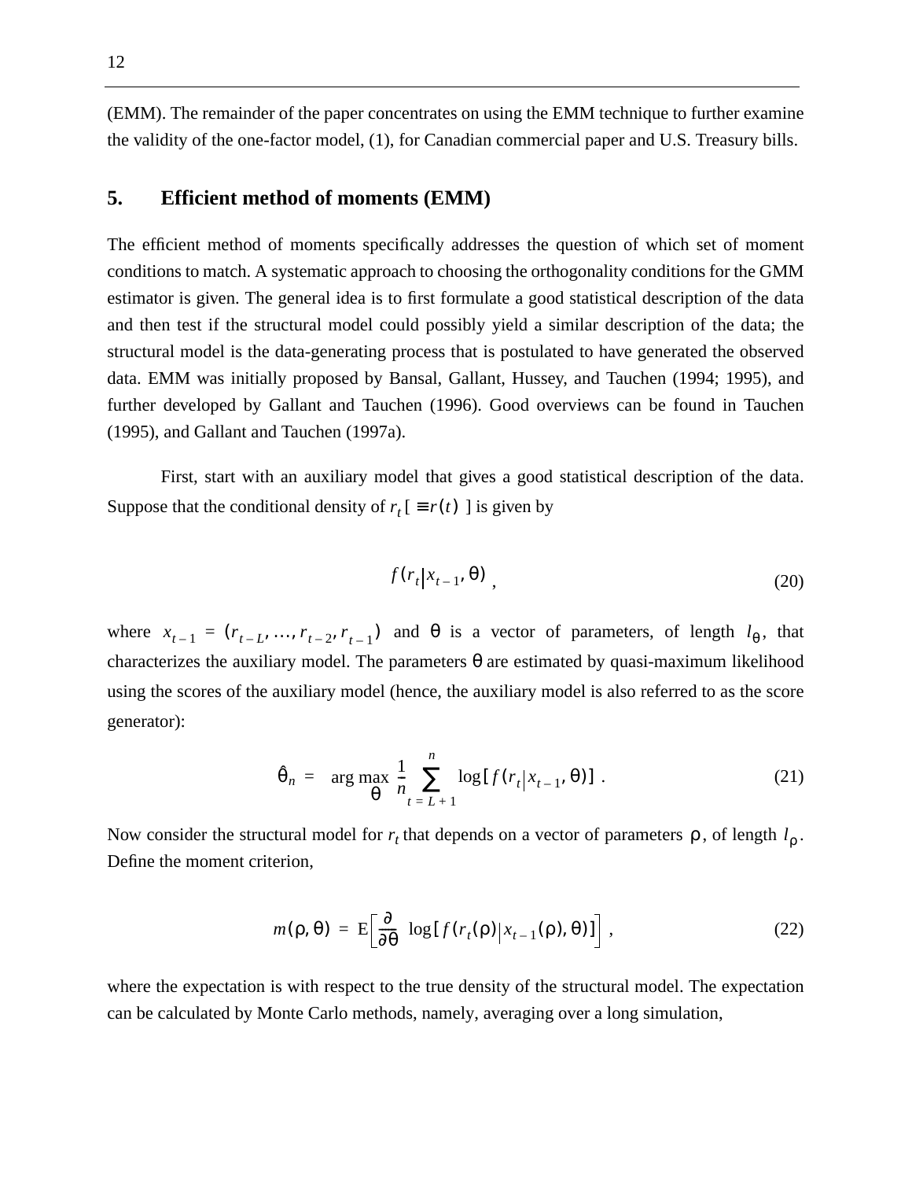(EMM). The remainder of the paper concentrates on using the EMM technique to further examine the validity of the one-factor model, (1), for Canadian commercial paper and U.S. Treasury bills.

## 5. Efficient method of moments (EMM)

The efficient method of moments specifically addresses the question of which set of moment conditions to match. A systematic approach to choosing the orthogonality conditions for the GMM estimator is given. The general idea is to first formulate a good statistical description of the data and then test if the structural model could possibly yield a similar description of the data; the structural model is the data-generating process that is postulated to have generated the observed data. EMM was initially proposed by Bansal, Gallant, Hussey, and Tauchen (1994; 1995), and further developed by Gallant and Tauchen (1996). Good overviews can be found in Tauchen (1995), and Gallant and Tauchen (1997a).

First, start with an auxiliary model that gives a good statistical description of the data. Suppose that the conditional density of $r_t$ [ $\equiv r(t)$ ] is given by

$$f(r_t | x_{t-1}, \theta) \,, \tag{20}$$

where $x_{t-1} = (r_{t-L}, \ldots, r_{t-2}, r_{t-1})$ and $\theta$ is a vector of parameters, of length $l_\theta$, that characterizes the auxiliary model. The parameters $\theta$ are estimated by quasi-maximum likelihood using the scores of the auxiliary model (hence, the auxiliary model is also referred to as the score generator):

$$\hat{\theta}_n = \arg\max_{\theta} \frac{1}{n} \sum_{t=L+1}^{n} \log[f(r_t | x_{t-1}, \theta)] \,. \tag{21}$$

Now consider the structural model for $r_t$ that depends on a vector of parameters $\rho$, of length $l_\rho$. Define the moment criterion,

$$m(\rho, \theta) = \mathrm{E}\left[\frac{\partial}{\partial\theta} \log[f(r_t(\rho) | x_{t-1}(\rho), \theta)]\right] \,, \tag{22}$$

where the expectation is with respect to the true density of the structural model. The expectation can be calculated by Monte Carlo methods, namely, averaging over a long simulation,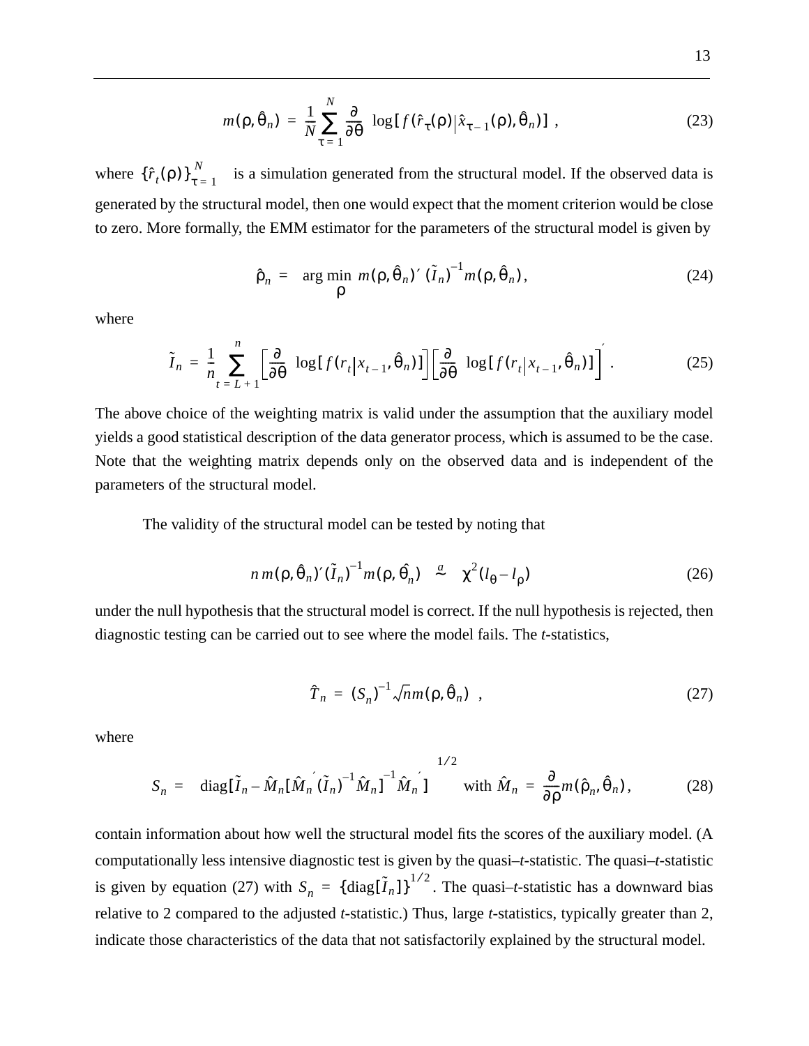$$m(\rho, \hat{\theta}_n) = \frac{1}{N} \sum_{\tau = 1}^{N} \frac{\partial}{\partial \theta} \log[f(\hat{r}_\tau(\rho) | \hat{x}_{\tau - 1}(\rho), \hat{\theta}_n)] \,, \tag{23}$$

where $\{\hat{r}_t(\rho)\}_{\tau=1}^{N}$ is a simulation generated from the structural model. If the observed data is generated by the structural model, then one would expect that the moment criterion would be close to zero. More formally, the EMM estimator for the parameters of the structural model is given by

$$\hat{\rho}_n = \underset{\rho}{\arg\min} \; m(\rho, \hat{\theta}_n)' \, (\tilde{I}_n)^{-1} m(\rho, \hat{\theta}_n) \,, \tag{24}$$

where

$$\tilde{I}_n = \frac{1}{n} \sum_{t = L+1}^{n} \left[\frac{\partial}{\partial \theta} \log[f(r_t | x_{t-1}, \hat{\theta}_n)]\right] \left[\frac{\partial}{\partial \theta} \log[f(r_t | x_{t-1}, \hat{\theta}_n)]\right]' \,. \tag{25}$$

The above choice of the weighting matrix is valid under the assumption that the auxiliary model yields a good statistical description of the data generator process, which is assumed to be the case. Note that the weighting matrix depends only on the observed data and is independent of the parameters of the structural model.

The validity of the structural model can be tested by noting that

$$n \, m(\rho, \hat{\theta}_n)' (\tilde{I}_n)^{-1} m(\rho, \hat{\theta}_n) \overset{a}{\sim} \chi^2(l_\theta - l_\rho) \tag{26}$$

under the null hypothesis that the structural model is correct. If the null hypothesis is rejected, then diagnostic testing can be carried out to see where the model fails. The *t*-statistics,

$$\hat{T}_n = (S_n)^{-1} \sqrt{n} m(\rho, \hat{\theta}_n) \,, \tag{27}$$

where

$$S_n = \operatorname{diag}[\tilde{I}_n - \hat{M}_n [\hat{M}_n' (\tilde{I}_n)^{-1} \hat{M}_n]^{-1} \hat{M}_n']^{1/2} \quad \text{with } \hat{M}_n = \frac{\partial}{\partial \rho} m(\hat{\rho}_n, \hat{\theta}_n) \,, \tag{28}$$

contain information about how well the structural model fits the scores of the auxiliary model. (A computationally less intensive diagnostic test is given by the quasi–*t*-statistic. The quasi–*t*-statistic is given by equation (27) with $S_n = \{\operatorname{diag}[\tilde{I}_n]\}^{1/2}$. The quasi–*t*-statistic has a downward bias relative to 2 compared to the adjusted *t*-statistic.) Thus, large *t*-statistics, typically greater than 2, indicate those characteristics of the data that not satisfactorily explained by the structural model.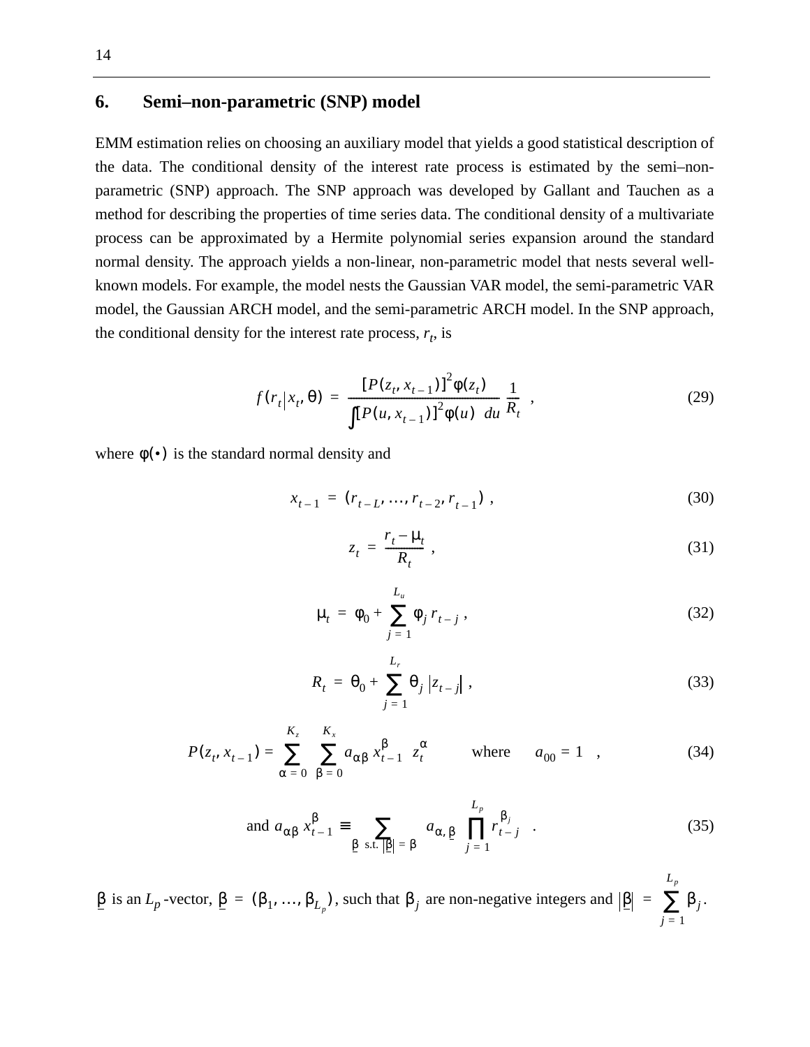## 6. Semi–non-parametric (SNP) model

EMM estimation relies on choosing an auxiliary model that yields a good statistical description of the data. The conditional density of the interest rate process is estimated by the semi–non-parametric (SNP) approach. The SNP approach was developed by Gallant and Tauchen as a method for describing the properties of time series data. The conditional density of a multivariate process can be approximated by a Hermite polynomial series expansion around the standard normal density. The approach yields a non-linear, non-parametric model that nests several well-known models. For example, the model nests the Gaussian VAR model, the semi-parametric VAR model, the Gaussian ARCH model, and the semi-parametric ARCH model. In the SNP approach, the conditional density for the interest rate process, $r_t$, is

$$f(r_t | x_t, \theta) = \frac{[P(z_t, x_{t-1})]^2 \phi(z_t)}{\int [P(u, x_{t-1})]^2 \phi(u) \; du} \frac{1}{R_t} \quad , \tag{29}$$

where $\phi(\bullet)$ is the standard normal density and

$$x_{t-1} = (r_{t-L}, \ldots, r_{t-2}, r_{t-1}) \; , \tag{30}$$

$$z_t = \frac{r_t - \mu_t}{R_t} \; , \tag{31}$$

$$\mu_t = \phi_0 + \sum_{j=1}^{L_u} \phi_j \, r_{t-j} \; , \tag{32}$$

$$R_t = \theta_0 + \sum_{j=1}^{L_r} \theta_j \, |z_{t-j}| \; , \tag{33}$$

$$P(z_t, x_{t-1}) = \sum_{\alpha=0}^{K_z} \sum_{\beta=0}^{K_x} a_{\alpha\beta} \, x_{t-1}^{\beta} \; z_t^{\alpha} \qquad \text{where} \qquad a_{00} = 1 \quad , \tag{34}$$

$$\text{and } a_{\alpha\beta} \, x_{t-1}^{\beta} \equiv \sum_{\underline{\beta} \text{ s.t. } |\underline{\beta}| = \beta} a_{\alpha, \underline{\beta}} \prod_{j=1}^{L_p} r_{t-j}^{\beta_j} \quad . \tag{35}$$

$\underline{\beta}$ is an $L_p$-vector, $\underline{\beta} = (\beta_1, \ldots, \beta_{L_p})$, such that $\beta_j$ are non-negative integers and $|\underline{\beta}| = \sum_{j=1}^{L_p} \beta_j$.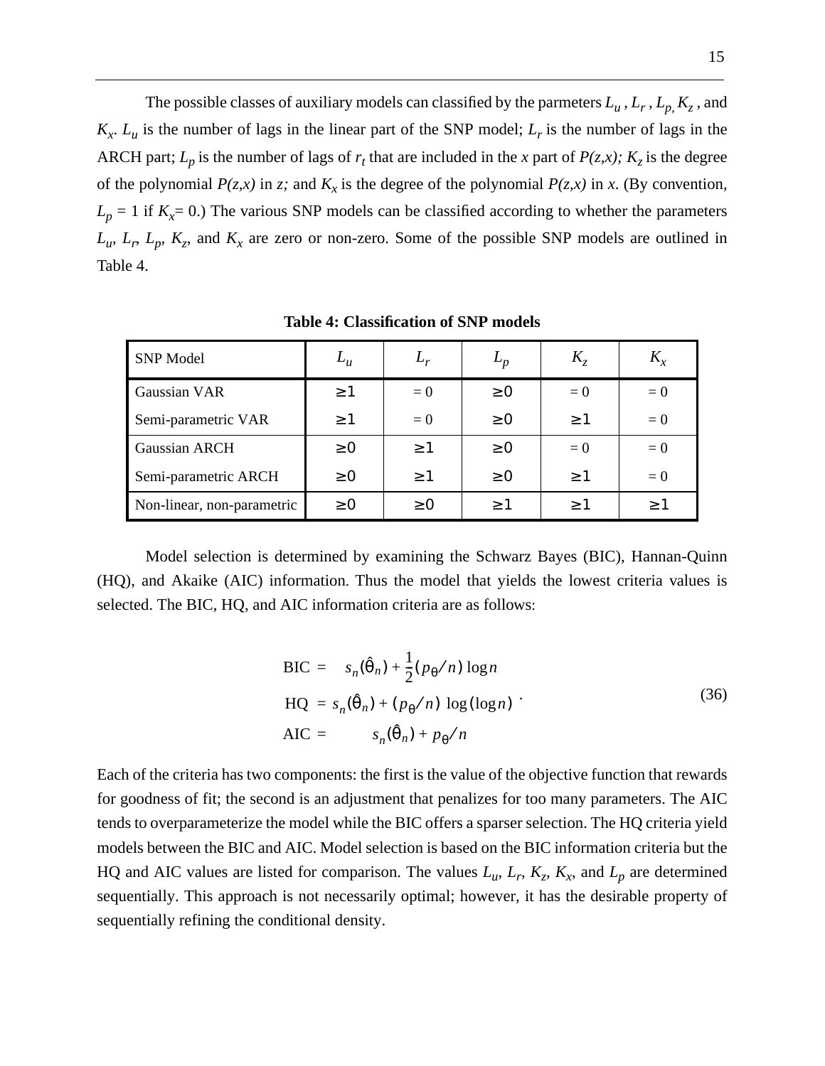The possible classes of auxiliary models can classified by the parmeters $L_u$ , $L_r$ , $L_{p,}$ $K_z$ , and $K_x$. $L_u$ is the number of lags in the linear part of the SNP model; $L_r$ is the number of lags in the ARCH part; $L_p$ is the number of lags of $r_t$ that are included in the *x* part of *P(z,x); $K_z$* is the degree of the polynomial *P(z,x)* in *z;* and $K_x$ is the degree of the polynomial *P(z,x)* in *x*. (By convention, $L_p = 1$ if $K_x = 0$.) The various SNP models can be classified according to whether the parameters $L_u$, $L_r$, $L_p$, $K_z$, and $K_x$ are zero or non-zero. Some of the possible SNP models are outlined in Table 4.

**Table 4: Classification of SNP models**

| SNP Model | $L_u$ | $L_r$ | $L_p$ | $K_z$ | $K_x$ |
|---|---|---|---|---|---|
| Gaussian VAR | $\geq 1$ | $= 0$ | $\geq 0$ | $= 0$ | $= 0$ |
| Semi-parametric VAR | $\geq 1$ | $= 0$ | $\geq 0$ | $\geq 1$ | $= 0$ |
| Gaussian ARCH | $\geq 0$ | $\geq 1$ | $\geq 0$ | $= 0$ | $= 0$ |
| Semi-parametric ARCH | $\geq 0$ | $\geq 1$ | $\geq 0$ | $\geq 1$ | $= 0$ |
| Non-linear, non-parametric | $\geq 0$ | $\geq 0$ | $\geq 1$ | $\geq 1$ | $\geq 1$ |

Model selection is determined by examining the Schwarz Bayes (BIC), Hannan-Quinn (HQ), and Akaike (AIC) information. Thus the model that yields the lowest criteria values is selected. The BIC, HQ, and AIC information criteria are as follows:

$$
\begin{aligned}
\text{BIC} &= s_n(\hat{\theta}_n) + \frac{1}{2}(p_\theta / n) \log n \\
\text{HQ} &= s_n(\hat{\theta}_n) + (p_\theta / n) \log(\log n) \\
\text{AIC} &= s_n(\hat{\theta}_n) + p_\theta / n
\end{aligned} \tag{36}
$$

Each of the criteria has two components: the first is the value of the objective function that rewards for goodness of fit; the second is an adjustment that penalizes for too many parameters. The AIC tends to overparameterize the model while the BIC offers a sparser selection. The HQ criteria yield models between the BIC and AIC. Model selection is based on the BIC information criteria but the HQ and AIC values are listed for comparison. The values $L_u$, $L_r$, $K_z$, $K_x$, and $L_p$ are determined sequentially. This approach is not necessarily optimal; however, it has the desirable property of sequentially refining the conditional density.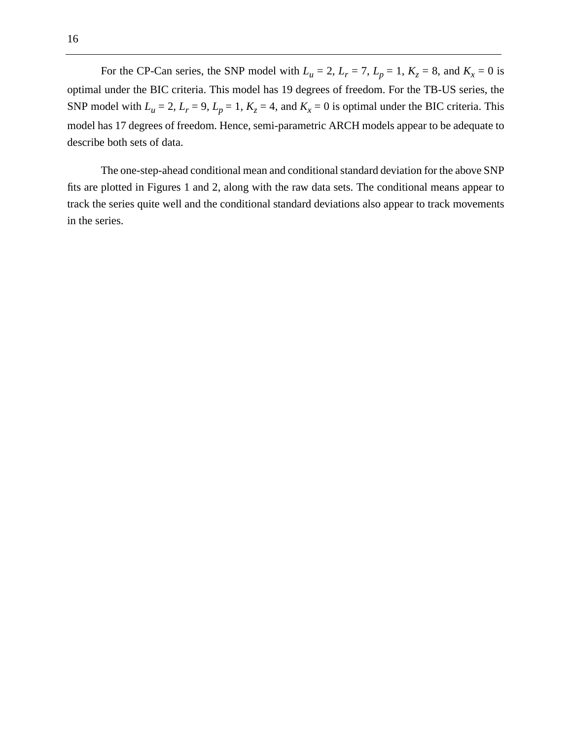For the CP-Can series, the SNP model with $L_u = 2$, $L_r = 7$, $L_p = 1$, $K_z = 8$, and $K_x = 0$ is optimal under the BIC criteria. This model has 19 degrees of freedom. For the TB-US series, the SNP model with $L_u = 2$, $L_r = 9$, $L_p = 1$, $K_z = 4$, and $K_x = 0$ is optimal under the BIC criteria. This model has 17 degrees of freedom. Hence, semi-parametric ARCH models appear to be adequate to describe both sets of data.

The one-step-ahead conditional mean and conditional standard deviation for the above SNP fits are plotted in Figures 1 and 2, along with the raw data sets. The conditional means appear to track the series quite well and the conditional standard deviations also appear to track movements in the series.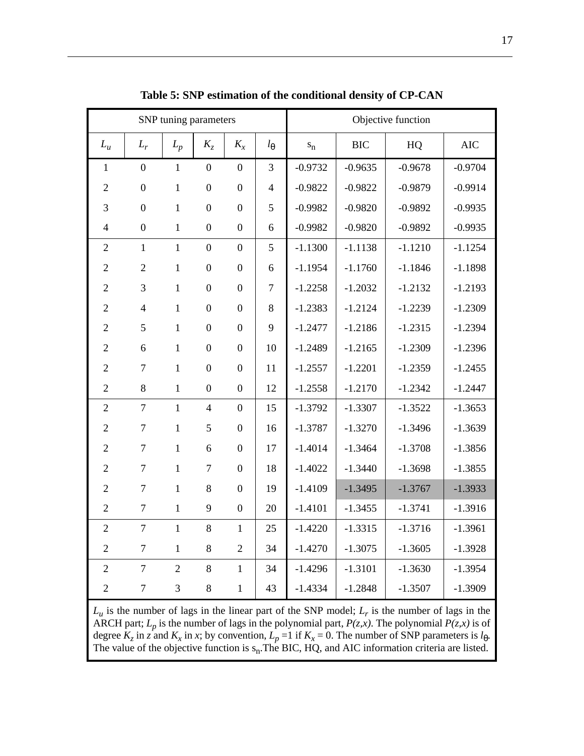**Table 5: SNP estimation of the conditional density of CP-CAN**

| SNP tuning parameters | | | | | | Objective function | | | |
|---|---|---|---|---|---|---|---|---|---|
| $L_u$ | $L_r$ | $L_p$ | $K_z$ | $K_x$ | $l_\theta$ | $s_n$ | BIC | HQ | AIC |
| 1 | 0 | 1 | 0 | 0 | 3 | -0.9732 | -0.9635 | -0.9678 | -0.9704 |
| 2 | 0 | 1 | 0 | 0 | 4 | -0.9822 | -0.9822 | -0.9879 | -0.9914 |
| 3 | 0 | 1 | 0 | 0 | 5 | -0.9982 | -0.9820 | -0.9892 | -0.9935 |
| 4 | 0 | 1 | 0 | 0 | 6 | -0.9982 | -0.9820 | -0.9892 | -0.9935 |
| 2 | 1 | 1 | 0 | 0 | 5 | -1.1300 | -1.1138 | -1.1210 | -1.1254 |
| 2 | 2 | 1 | 0 | 0 | 6 | -1.1954 | -1.1760 | -1.1846 | -1.1898 |
| 2 | 3 | 1 | 0 | 0 | 7 | -1.2258 | -1.2032 | -1.2132 | -1.2193 |
| 2 | 4 | 1 | 0 | 0 | 8 | -1.2383 | -1.2124 | -1.2239 | -1.2309 |
| 2 | 5 | 1 | 0 | 0 | 9 | -1.2477 | -1.2186 | -1.2315 | -1.2394 |
| 2 | 6 | 1 | 0 | 0 | 10 | -1.2489 | -1.2165 | -1.2309 | -1.2396 |
| 2 | 7 | 1 | 0 | 0 | 11 | -1.2557 | -1.2201 | -1.2359 | -1.2455 |
| 2 | 8 | 1 | 0 | 0 | 12 | -1.2558 | -1.2170 | -1.2342 | -1.2447 |
| 2 | 7 | 1 | 4 | 0 | 15 | -1.3792 | -1.3307 | -1.3522 | -1.3653 |
| 2 | 7 | 1 | 5 | 0 | 16 | -1.3787 | -1.3270 | -1.3496 | -1.3639 |
| 2 | 7 | 1 | 6 | 0 | 17 | -1.4014 | -1.3464 | -1.3708 | -1.3856 |
| 2 | 7 | 1 | 7 | 0 | 18 | -1.4022 | -1.3440 | -1.3698 | -1.3855 |
| 2 | 7 | 1 | 8 | 0 | 19 | -1.4109 | -1.3495 | -1.3767 | -1.3933 |
| 2 | 7 | 1 | 9 | 0 | 20 | -1.4101 | -1.3455 | -1.3741 | -1.3916 |
| 2 | 7 | 1 | 8 | 1 | 25 | -1.4220 | -1.3315 | -1.3716 | -1.3961 |
| 2 | 7 | 1 | 8 | 2 | 34 | -1.4270 | -1.3075 | -1.3605 | -1.3928 |
| 2 | 7 | 2 | 8 | 1 | 34 | -1.4296 | -1.3101 | -1.3630 | -1.3954 |
| 2 | 7 | 3 | 8 | 1 | 43 | -1.4334 | -1.2848 | -1.3507 | -1.3909 |

$L_u$ is the number of lags in the linear part of the SNP model; $L_r$ is the number of lags in the ARCH part; $L_p$ is the number of lags in the polynomial part, $P(z,x)$. The polynomial $P(z,x)$ is of degree $K_z$ in $z$ and $K_x$ in $x$; by convention, $L_p = 1$ if $K_x = 0$. The number of SNP parameters is $l_\theta$. The value of the objective function is $s_n$. The BIC, HQ, and AIC information criteria are listed.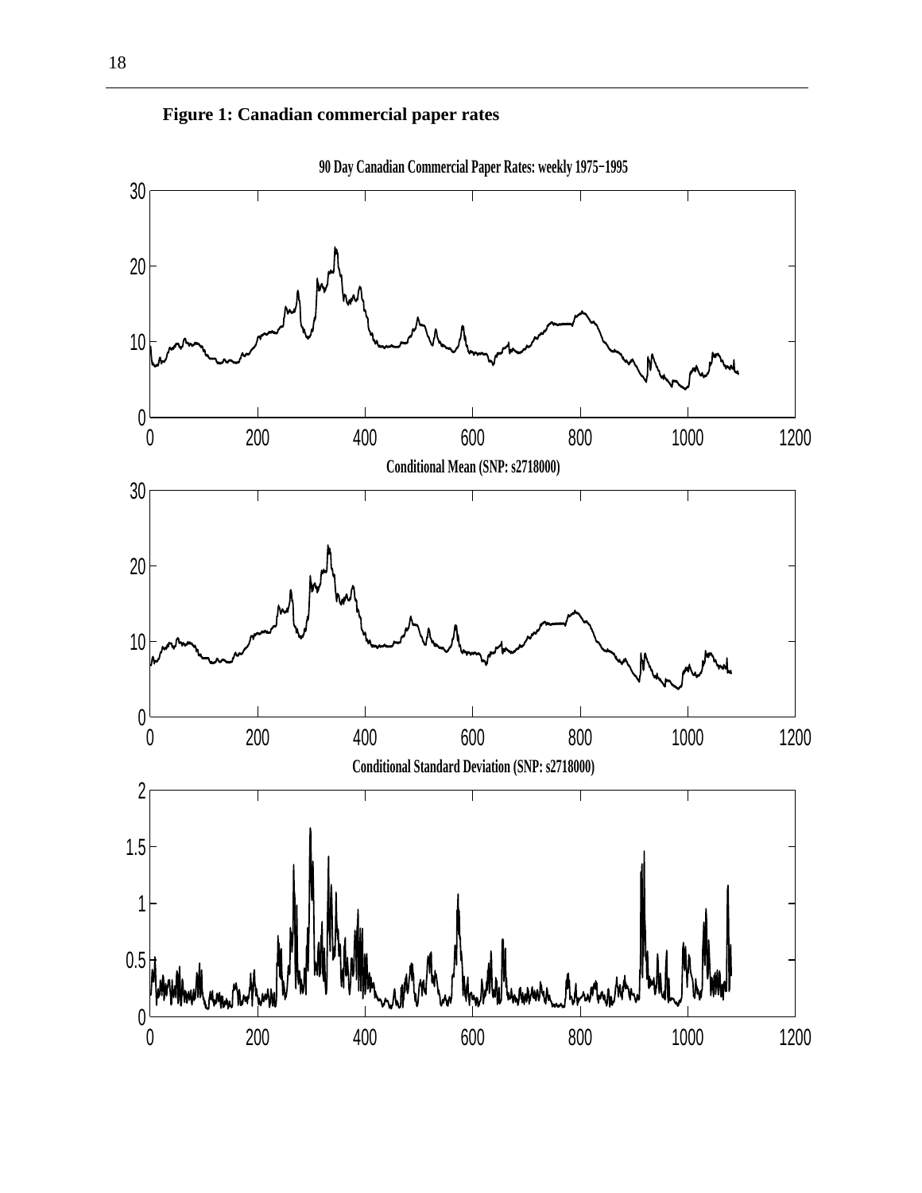**Figure 1: Canadian commercial paper rates**

90 Day Canadian Commercial Paper Rates: weekly 1975−1995

Conditional Mean (SNP: s2718000)

Conditional Standard Deviation (SNP: s2718000)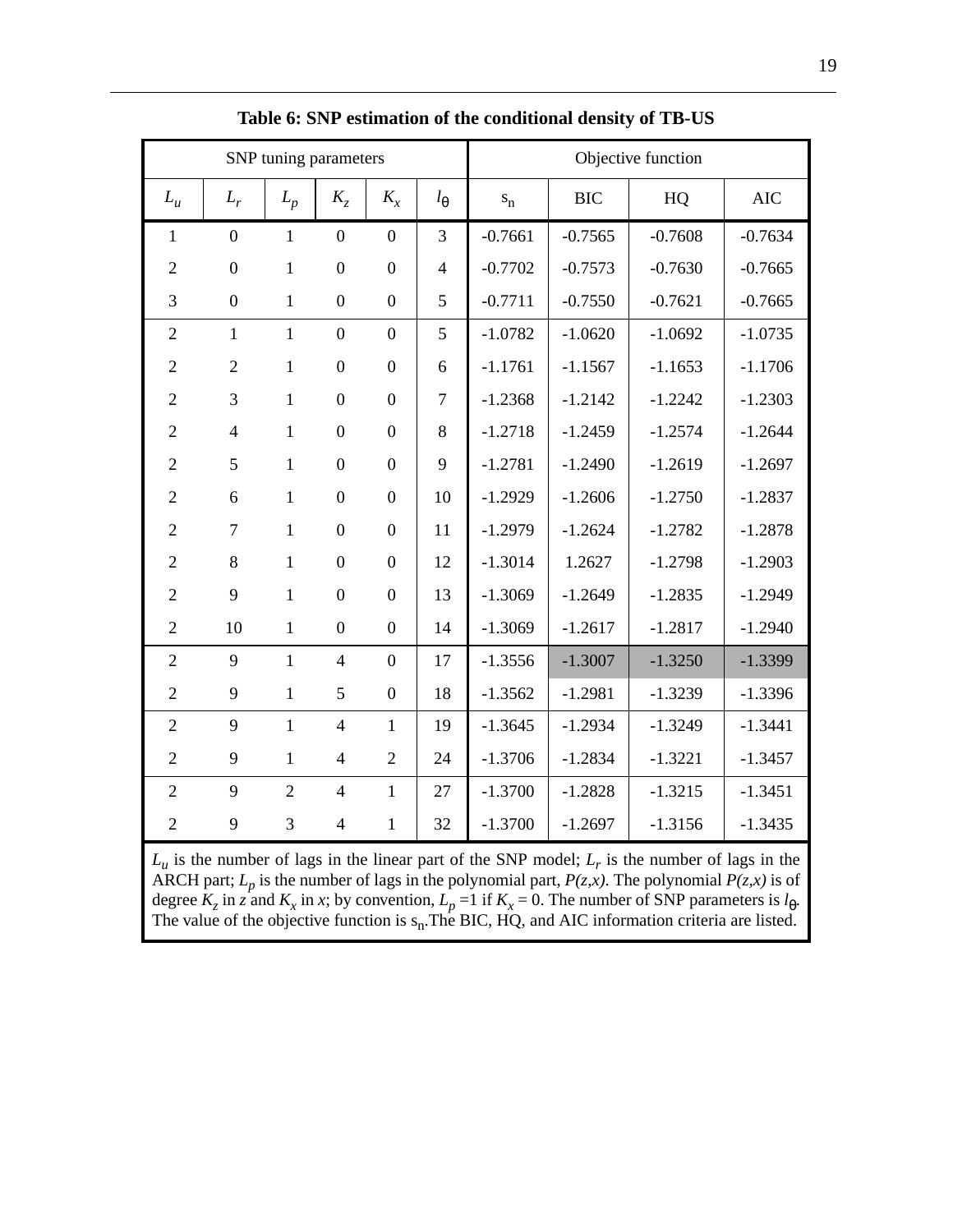**Table 6: SNP estimation of the conditional density of TB-US**

| SNP tuning parameters | | | | | | Objective function | | | |
|---|---|---|---|---|---|---|---|---|---|
| $L_u$ | $L_r$ | $L_p$ | $K_z$ | $K_x$ | $l_\theta$ | $s_n$ | BIC | HQ | AIC |
| 1 | 0 | 1 | 0 | 0 | 3 | -0.7661 | -0.7565 | -0.7608 | -0.7634 |
| 2 | 0 | 1 | 0 | 0 | 4 | -0.7702 | -0.7573 | -0.7630 | -0.7665 |
| 3 | 0 | 1 | 0 | 0 | 5 | -0.7711 | -0.7550 | -0.7621 | -0.7665 |
| 2 | 1 | 1 | 0 | 0 | 5 | -1.0782 | -1.0620 | -1.0692 | -1.0735 |
| 2 | 2 | 1 | 0 | 0 | 6 | -1.1761 | -1.1567 | -1.1653 | -1.1706 |
| 2 | 3 | 1 | 0 | 0 | 7 | -1.2368 | -1.2142 | -1.2242 | -1.2303 |
| 2 | 4 | 1 | 0 | 0 | 8 | -1.2718 | -1.2459 | -1.2574 | -1.2644 |
| 2 | 5 | 1 | 0 | 0 | 9 | -1.2781 | -1.2490 | -1.2619 | -1.2697 |
| 2 | 6 | 1 | 0 | 0 | 10 | -1.2929 | -1.2606 | -1.2750 | -1.2837 |
| 2 | 7 | 1 | 0 | 0 | 11 | -1.2979 | -1.2624 | -1.2782 | -1.2878 |
| 2 | 8 | 1 | 0 | 0 | 12 | -1.3014 | 1.2627 | -1.2798 | -1.2903 |
| 2 | 9 | 1 | 0 | 0 | 13 | -1.3069 | -1.2649 | -1.2835 | -1.2949 |
| 2 | 10 | 1 | 0 | 0 | 14 | -1.3069 | -1.2617 | -1.2817 | -1.2940 |
| 2 | 9 | 1 | 4 | 0 | 17 | -1.3556 | -1.3007 | -1.3250 | -1.3399 |
| 2 | 9 | 1 | 5 | 0 | 18 | -1.3562 | -1.2981 | -1.3239 | -1.3396 |
| 2 | 9 | 1 | 4 | 1 | 19 | -1.3645 | -1.2934 | -1.3249 | -1.3441 |
| 2 | 9 | 1 | 4 | 2 | 24 | -1.3706 | -1.2834 | -1.3221 | -1.3457 |
| 2 | 9 | 2 | 4 | 1 | 27 | -1.3700 | -1.2828 | -1.3215 | -1.3451 |
| 2 | 9 | 3 | 4 | 1 | 32 | -1.3700 | -1.2697 | -1.3156 | -1.3435 |

$L_u$ is the number of lags in the linear part of the SNP model; $L_r$ is the number of lags in the ARCH part; $L_p$ is the number of lags in the polynomial part, *P(z,x)*. The polynomial *P(z,x)* is of degree $K_z$ in *z* and $K_x$ in *x*; by convention, $L_p = 1$ if $K_x = 0$. The number of SNP parameters is $l_\theta$. The value of the objective function is $s_n$. The BIC, HQ, and AIC information criteria are listed.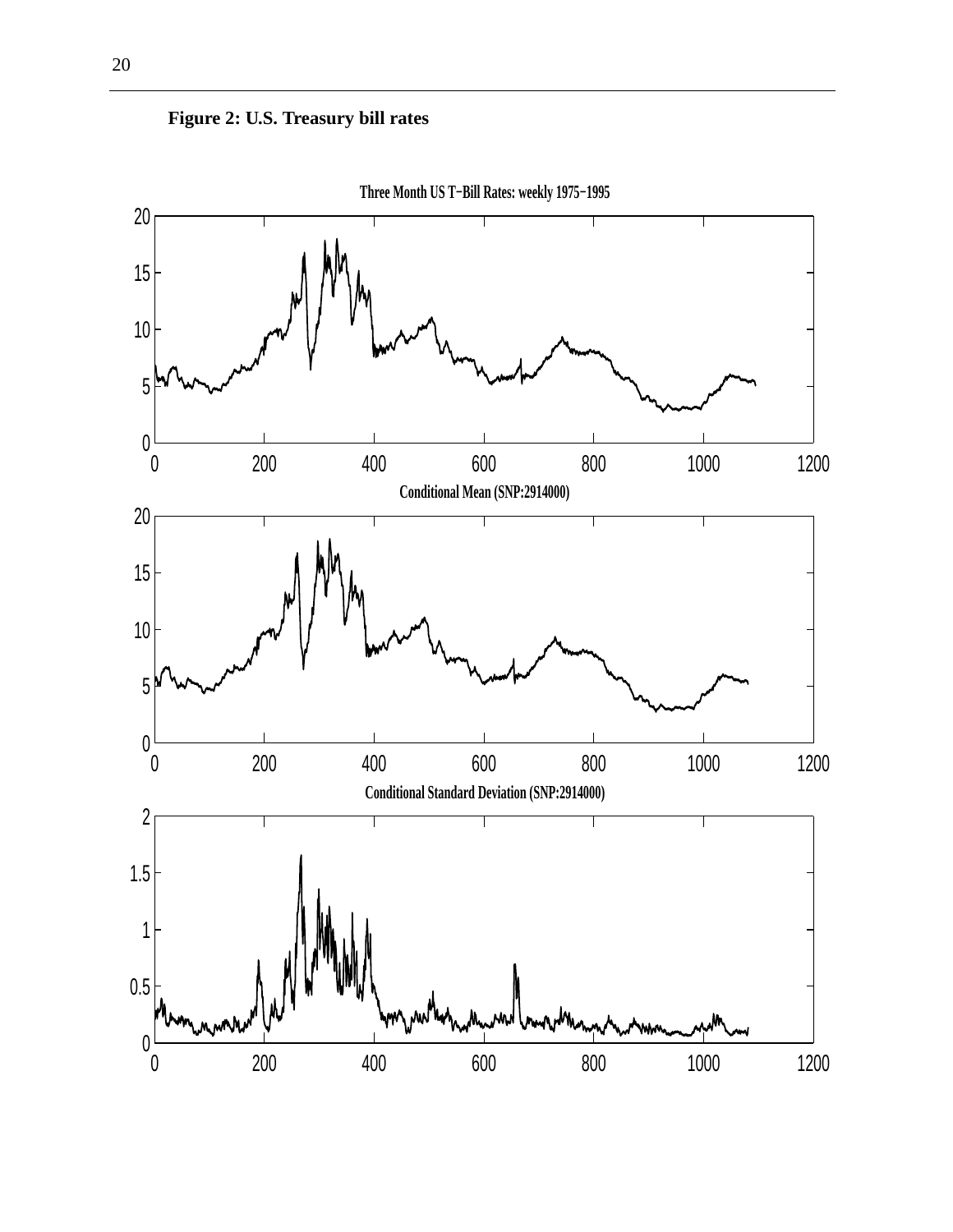**Figure 2: U.S. Treasury bill rates**

Three Month US T−Bill Rates: weekly 1975−1995

Conditional Mean (SNP:2914000)

Conditional Standard Deviation (SNP:2914000)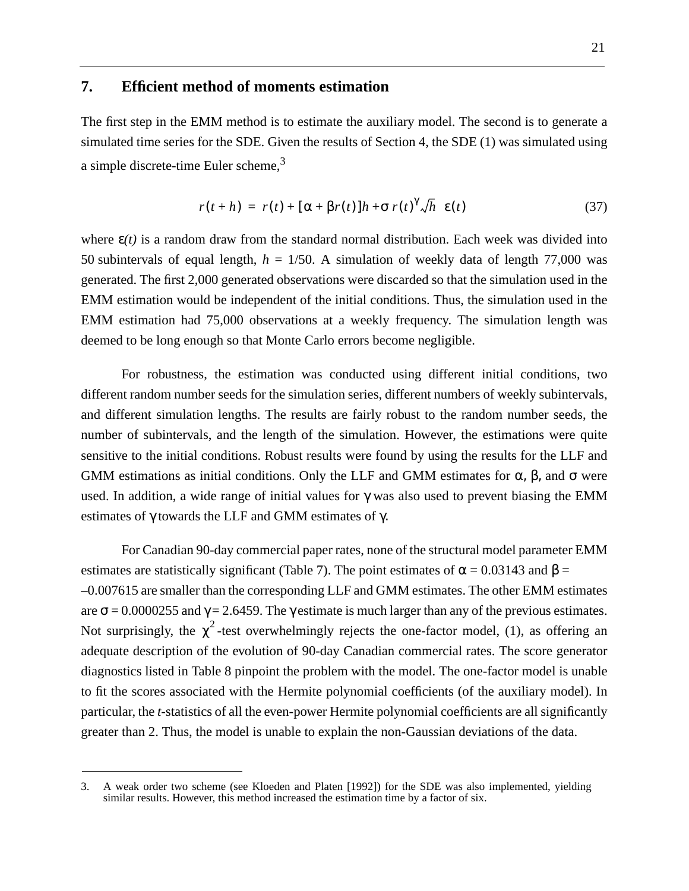## 7. Efficient method of moments estimation

The first step in the EMM method is to estimate the auxiliary model. The second is to generate a simulated time series for the SDE. Given the results of Section 4, the SDE (1) was simulated using a simple discrete-time Euler scheme,[3]

$$r(t+h) = r(t) + [\alpha + \beta r(t)]h + \sigma r(t)^{\gamma}\sqrt{h}\ \ \varepsilon(t) \tag{37}$$

where $\varepsilon(t)$ is a random draw from the standard normal distribution. Each week was divided into 50 subintervals of equal length, $h = 1/50$. A simulation of weekly data of length 77,000 was generated. The first 2,000 generated observations were discarded so that the simulation used in the EMM estimation would be independent of the initial conditions. Thus, the simulation used in the EMM estimation had 75,000 observations at a weekly frequency. The simulation length was deemed to be long enough so that Monte Carlo errors become negligible.

For robustness, the estimation was conducted using different initial conditions, two different random number seeds for the simulation series, different numbers of weekly subintervals, and different simulation lengths. The results are fairly robust to the random number seeds, the number of subintervals, and the length of the simulation. However, the estimations were quite sensitive to the initial conditions. Robust results were found by using the results for the LLF and GMM estimations as initial conditions. Only the LLF and GMM estimates for $\alpha$, $\beta$, and $\sigma$ were used. In addition, a wide range of initial values for $\gamma$ was also used to prevent biasing the EMM estimates of $\gamma$ towards the LLF and GMM estimates of $\gamma$.

For Canadian 90-day commercial paper rates, none of the structural model parameter EMM estimates are statistically significant (Table 7). The point estimates of $\alpha = 0.03143$ and $\beta = -0.007615$ are smaller than the corresponding LLF and GMM estimates. The other EMM estimates are $\sigma = 0.0000255$ and $\gamma = 2.6459$. The $\gamma$ estimate is much larger than any of the previous estimates. Not surprisingly, the $\chi^2$-test overwhelmingly rejects the one-factor model, (1), as offering an adequate description of the evolution of 90-day Canadian commercial rates. The score generator diagnostics listed in Table 8 pinpoint the problem with the model. The one-factor model is unable to fit the scores associated with the Hermite polynomial coefficients (of the auxiliary model). In particular, the *t*-statistics of all the even-power Hermite polynomial coefficients are all significantly greater than 2. Thus, the model is unable to explain the non-Gaussian deviations of the data.

---

3. A weak order two scheme (see Kloeden and Platen [1992]) for the SDE was also implemented, yielding similar results. However, this method increased the estimation time by a factor of six.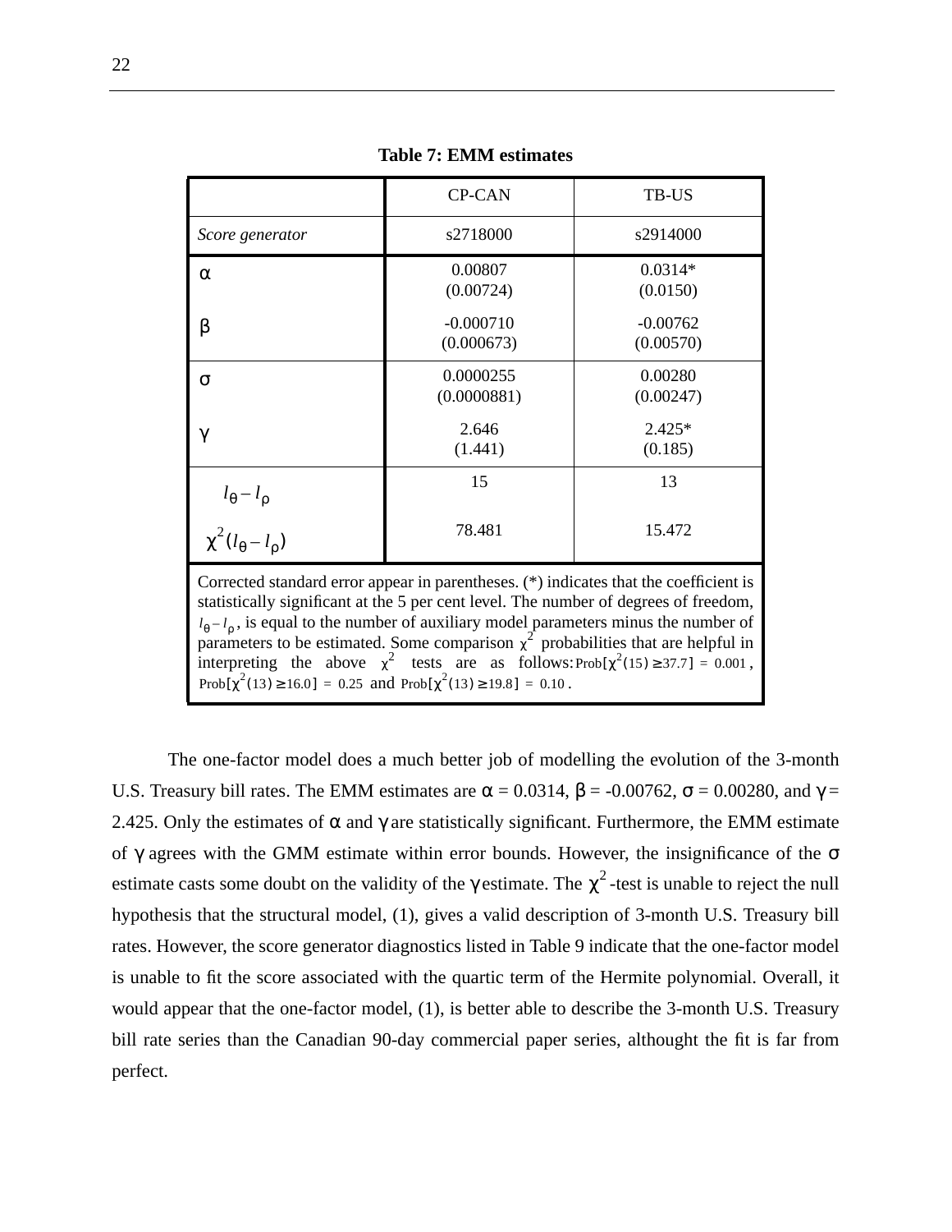**Table 7: EMM estimates**

| | CP-CAN | TB-US |
|---|---|---|
| *Score generator* | s2718000 | s2914000 |
| $\alpha$ | 0.00807<br>(0.00724) | 0.0314*<br>(0.0150) |
| $\beta$ | -0.000710<br>(0.000673) | -0.00762<br>(0.00570) |
| $\sigma$ | 0.0000255<br>(0.0000881) | 0.00280<br>(0.00247) |
| $\gamma$ | 2.646<br>(1.441) | 2.425*<br>(0.185) |
| $l_\theta - l_\rho$ | 15 | 13 |
| $\chi^2(l_\theta - l_\rho)$ | 78.481 | 15.472 |

Corrected standard error appear in parentheses. (*) indicates that the coefficient is statistically significant at the 5 per cent level. The number of degrees of freedom, $l_\theta - l_\rho$, is equal to the number of auxiliary model parameters minus the number of parameters to be estimated. Some comparison $\chi^2$ probabilities that are helpful in interpreting the above $\chi^2$ tests are as follows: $\text{Prob}[\chi^2(15) \geq 37.7] = 0.001$, $\text{Prob}[\chi^2(13) \geq 16.0] = 0.25$ and $\text{Prob}[\chi^2(13) \geq 19.8] = 0.10$.

The one-factor model does a much better job of modelling the evolution of the 3-month U.S. Treasury bill rates. The EMM estimates are $\alpha = 0.0314$, $\beta = -0.00762$, $\sigma = 0.00280$, and $\gamma = 2.425$. Only the estimates of $\alpha$ and $\gamma$ are statistically significant. Furthermore, the EMM estimate of $\gamma$ agrees with the GMM estimate within error bounds. However, the insignificance of the $\sigma$ estimate casts some doubt on the validity of the $\gamma$ estimate. The $\chi^2$-test is unable to reject the null hypothesis that the structural model, (1), gives a valid description of 3-month U.S. Treasury bill rates. However, the score generator diagnostics listed in Table 9 indicate that the one-factor model is unable to fit the score associated with the quartic term of the Hermite polynomial. Overall, it would appear that the one-factor model, (1), is better able to describe the 3-month U.S. Treasury bill rate series than the Canadian 90-day commercial paper series, althought the fit is far from perfect.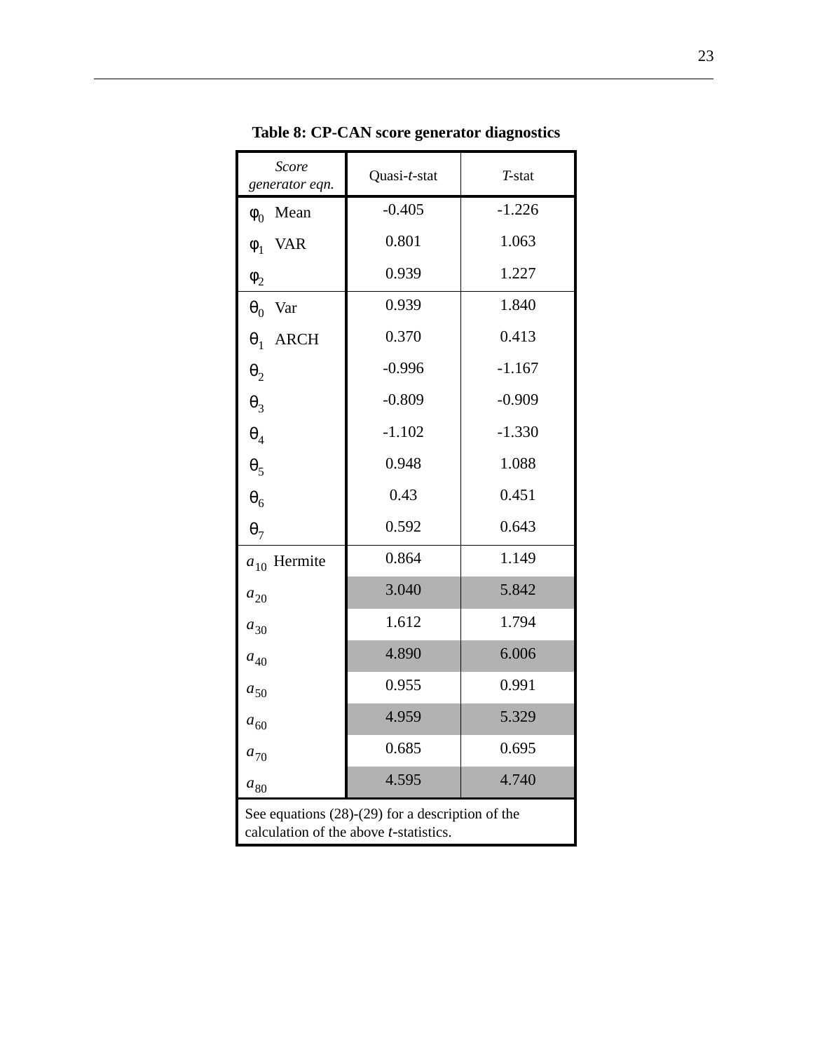**Table 8: CP-CAN score generator diagnostics**

| *Score generator eqn.* | Quasi-*t*-stat | *T*-stat |
|---|---|---|
| $\phi_0$ Mean | -0.405 | -1.226 |
| $\phi_1$ VAR | 0.801 | 1.063 |
| $\phi_2$ | 0.939 | 1.227 |
| $\theta_0$ Var | 0.939 | 1.840 |
| $\theta_1$ ARCH | 0.370 | 0.413 |
| $\theta_2$ | -0.996 | -1.167 |
| $\theta_3$ | -0.809 | -0.909 |
| $\theta_4$ | -1.102 | -1.330 |
| $\theta_5$ | 0.948 | 1.088 |
| $\theta_6$ | 0.43 | 0.451 |
| $\theta_7$ | 0.592 | 0.643 |
| $a_{10}$ Hermite | 0.864 | 1.149 |
| $a_{20}$ | 3.040 | 5.842 |
| $a_{30}$ | 1.612 | 1.794 |
| $a_{40}$ | 4.890 | 6.006 |
| $a_{50}$ | 0.955 | 0.991 |
| $a_{60}$ | 4.959 | 5.329 |
| $a_{70}$ | 0.685 | 0.695 |
| $a_{80}$ | 4.595 | 4.740 |

See equations (28)-(29) for a description of the calculation of the above *t*-statistics.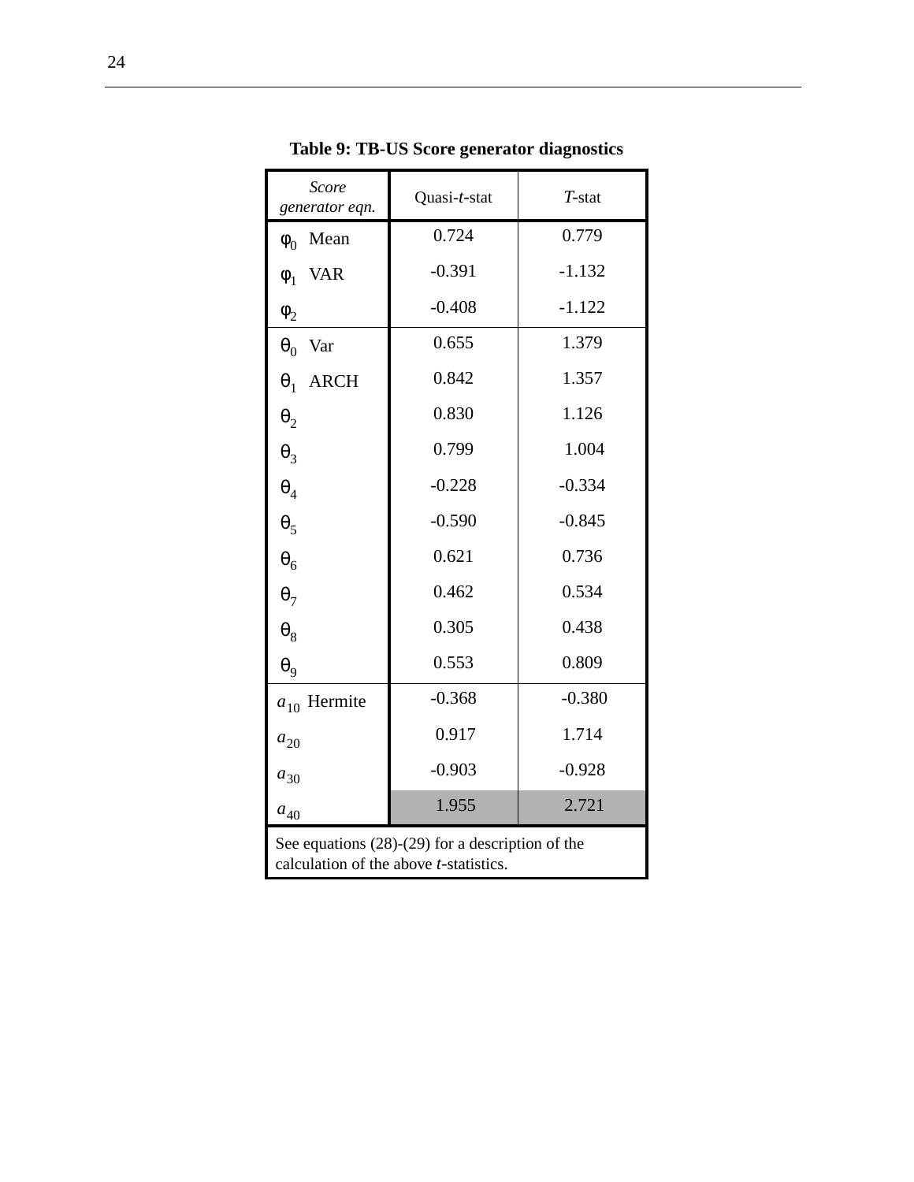**Table 9: TB-US Score generator diagnostics**

| *Score generator eqn.* | Quasi-*t*-stat | *T*-stat |
|---|---|---|
| $\varphi_0$ Mean | 0.724 | 0.779 |
| $\varphi_1$ VAR | -0.391 | -1.132 |
| $\varphi_2$ | -0.408 | -1.122 |
| $\theta_0$ Var | 0.655 | 1.379 |
| $\theta_1$ ARCH | 0.842 | 1.357 |
| $\theta_2$ | 0.830 | 1.126 |
| $\theta_3$ | 0.799 | 1.004 |
| $\theta_4$ | -0.228 | -0.334 |
| $\theta_5$ | -0.590 | -0.845 |
| $\theta_6$ | 0.621 | 0.736 |
| $\theta_7$ | 0.462 | 0.534 |
| $\theta_8$ | 0.305 | 0.438 |
| $\theta_9$ | 0.553 | 0.809 |
| $a_{10}$ Hermite | -0.368 | -0.380 |
| $a_{20}$ | 0.917 | 1.714 |
| $a_{30}$ | -0.903 | -0.928 |
| $a_{40}$ | 1.955 | 2.721 |

See equations (28)-(29) for a description of the calculation of the above *t*-statistics.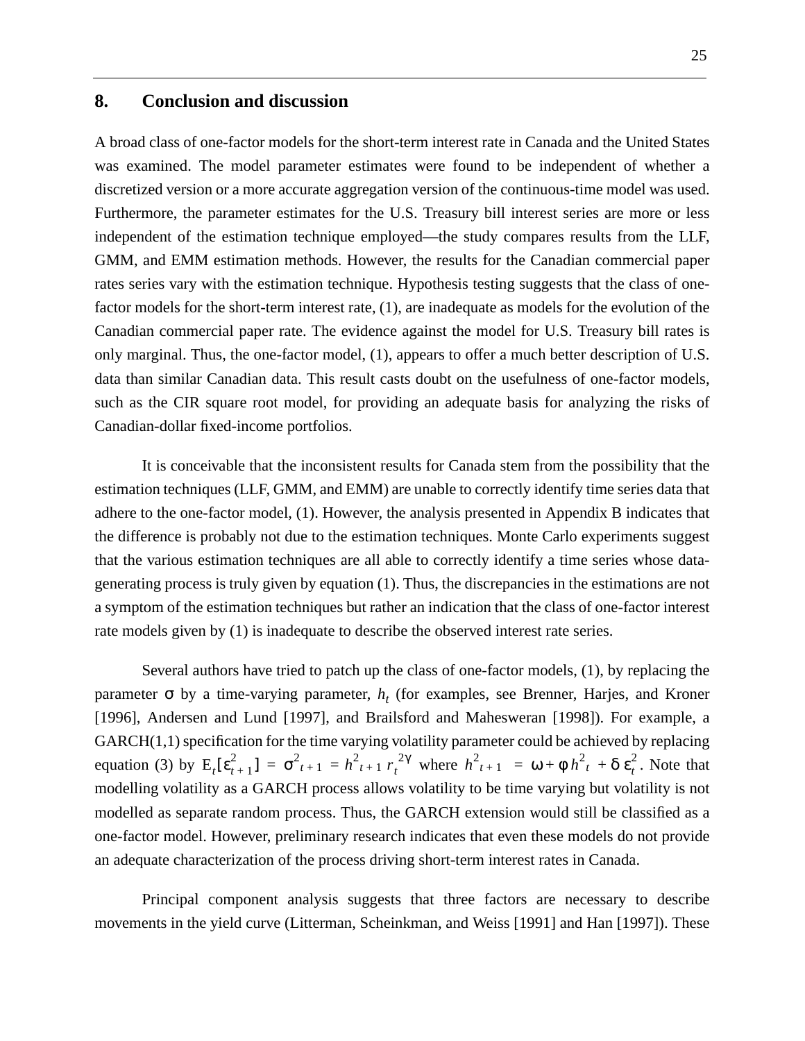## 8. Conclusion and discussion

A broad class of one-factor models for the short-term interest rate in Canada and the United States was examined. The model parameter estimates were found to be independent of whether a discretized version or a more accurate aggregation version of the continuous-time model was used. Furthermore, the parameter estimates for the U.S. Treasury bill interest series are more or less independent of the estimation technique employed—the study compares results from the LLF, GMM, and EMM estimation methods. However, the results for the Canadian commercial paper rates series vary with the estimation technique. Hypothesis testing suggests that the class of one-factor models for the short-term interest rate, (1), are inadequate as models for the evolution of the Canadian commercial paper rate. The evidence against the model for U.S. Treasury bill rates is only marginal. Thus, the one-factor model, (1), appears to offer a much better description of U.S. data than similar Canadian data. This result casts doubt on the usefulness of one-factor models, such as the CIR square root model, for providing an adequate basis for analyzing the risks of Canadian-dollar fixed-income portfolios.

It is conceivable that the inconsistent results for Canada stem from the possibility that the estimation techniques (LLF, GMM, and EMM) are unable to correctly identify time series data that adhere to the one-factor model, (1). However, the analysis presented in Appendix B indicates that the difference is probably not due to the estimation techniques. Monte Carlo experiments suggest that the various estimation techniques are all able to correctly identify a time series whose data-generating process is truly given by equation (1). Thus, the discrepancies in the estimations are not a symptom of the estimation techniques but rather an indication that the class of one-factor interest rate models given by (1) is inadequate to describe the observed interest rate series.

Several authors have tried to patch up the class of one-factor models, (1), by replacing the parameter $\sigma$ by a time-varying parameter, $h_t$ (for examples, see Brenner, Harjes, and Kroner [1996], Andersen and Lund [1997], and Brailsford and Mahesweran [1998]). For example, a GARCH(1,1) specification for the time varying volatility parameter could be achieved by replacing equation (3) by $E_t[\varepsilon^2_{t+1}] = \sigma^2_{t+1} = h^2_{t+1} r_t^{2\gamma}$ where $h^2_{t+1} = \omega + \phi h^2_t + \delta \varepsilon^2_t$. Note that modelling volatility as a GARCH process allows volatility to be time varying but volatility is not modelled as separate random process. Thus, the GARCH extension would still be classified as a one-factor model. However, preliminary research indicates that even these models do not provide an adequate characterization of the process driving short-term interest rates in Canada.

Principal component analysis suggests that three factors are necessary to describe movements in the yield curve (Litterman, Scheinkman, and Weiss [1991] and Han [1997]). These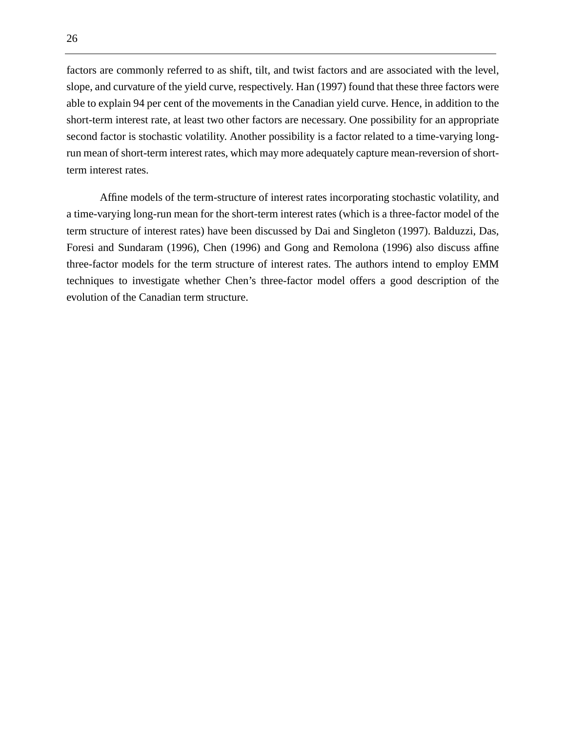factors are commonly referred to as shift, tilt, and twist factors and are associated with the level, slope, and curvature of the yield curve, respectively. Han (1997) found that these three factors were able to explain 94 per cent of the movements in the Canadian yield curve. Hence, in addition to the short-term interest rate, at least two other factors are necessary. One possibility for an appropriate second factor is stochastic volatility. Another possibility is a factor related to a time-varying long-run mean of short-term interest rates, which may more adequately capture mean-reversion of short-term interest rates.

Affine models of the term-structure of interest rates incorporating stochastic volatility, and a time-varying long-run mean for the short-term interest rates (which is a three-factor model of the term structure of interest rates) have been discussed by Dai and Singleton (1997). Balduzzi, Das, Foresi and Sundaram (1996), Chen (1996) and Gong and Remolona (1996) also discuss affine three-factor models for the term structure of interest rates. The authors intend to employ EMM techniques to investigate whether Chen's three-factor model offers a good description of the evolution of the Canadian term structure.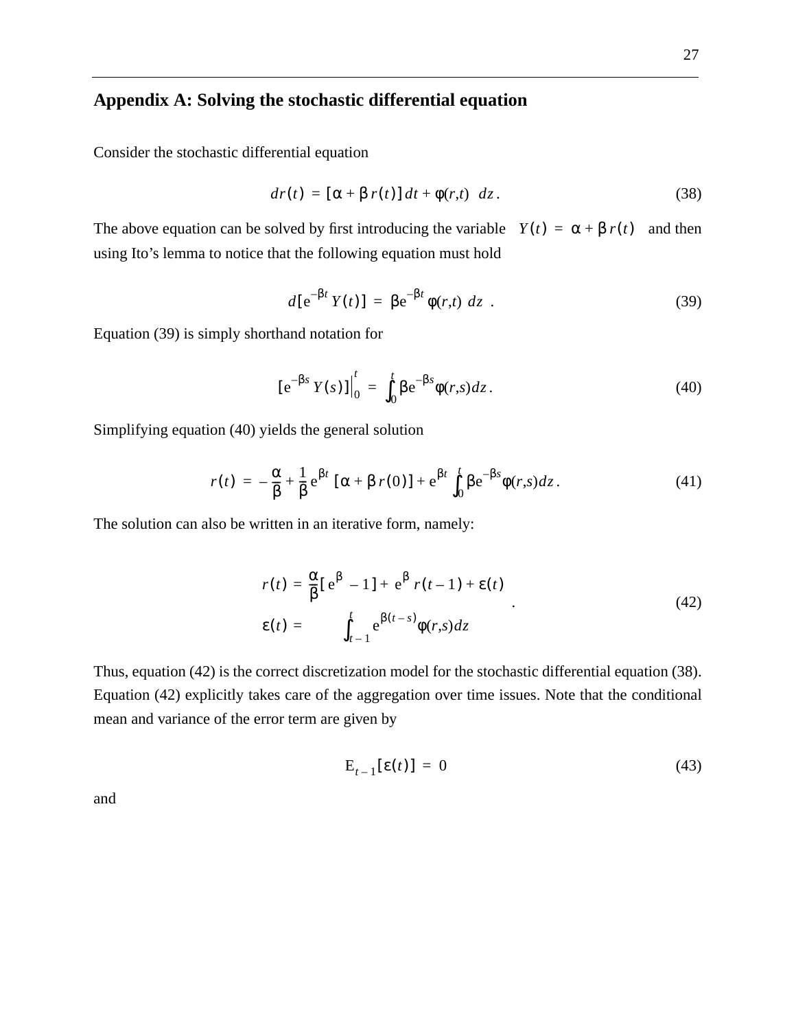## Appendix A: Solving the stochastic differential equation

Consider the stochastic differential equation

$$dr(t) = [\alpha + \beta r(t)]dt + \phi(r,t)\ dz. \tag{38}$$

The above equation can be solved by first introducing the variable $Y(t) = \alpha + \beta r(t)$ and then using Ito's lemma to notice that the following equation must hold

$$d[e^{-\beta t} Y(t)] = \beta e^{-\beta t} \phi(r,t)\ dz\ . \tag{39}$$

Equation (39) is simply shorthand notation for

$$[e^{-\beta s} Y(s)]\Big|_0^t = \int_0^t \beta e^{-\beta s} \phi(r,s) dz. \tag{40}$$

Simplifying equation (40) yields the general solution

$$r(t) = -\frac{\alpha}{\beta} + \frac{1}{\beta} e^{\beta t} [\alpha + \beta r(0)] + e^{\beta t} \int_0^t \beta e^{-\beta s} \phi(r,s) dz. \tag{41}$$

The solution can also be written in an iterative form, namely:

$$\begin{aligned} r(t) &= \frac{\alpha}{\beta}[e^{\beta} - 1] + e^{\beta} r(t-1) + \varepsilon(t) \\ \varepsilon(t) &= \int_{t-1}^{t} e^{\beta(t-s)} \phi(r,s) dz \end{aligned}\ . \tag{42}$$

Thus, equation (42) is the correct discretization model for the stochastic differential equation (38). Equation (42) explicitly takes care of the aggregation over time issues. Note that the conditional mean and variance of the error term are given by

$$E_{t-1}[\varepsilon(t)] = 0 \tag{43}$$

and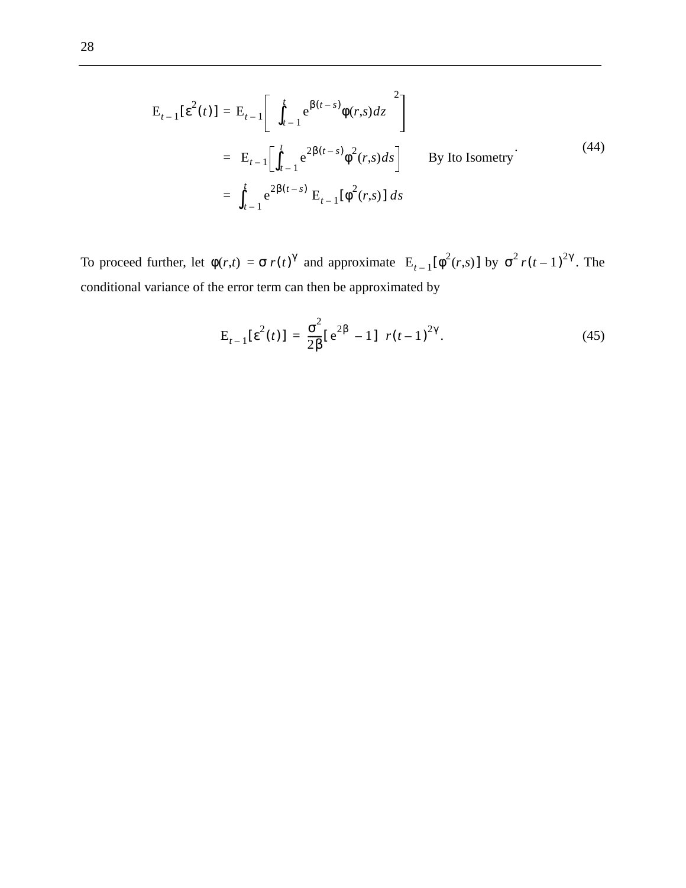$$
\begin{aligned}
E_{t-1}[\varepsilon^2(t)] &= E_{t-1}\left[\int_{t-1}^{t} e^{\beta(t-s)}\phi(r,s)dz\right]^2 \\
&= E_{t-1}\left[\int_{t-1}^{t} e^{2\beta(t-s)}\phi^2(r,s)ds\right] \qquad \text{By Ito Isometry} \\
&= \int_{t-1}^{t} e^{2\beta(t-s)}\, E_{t-1}[\phi^2(r,s)]\, ds
\end{aligned} \tag{44}
$$

To proceed further, let $\phi(r,t) = \sigma\, r(t)^{\gamma}$ and approximate $E_{t-1}[\phi^2(r,s)]$ by $\sigma^2 r(t-1)^{2\gamma}$. The conditional variance of the error term can then be approximated by

$$
E_{t-1}[\varepsilon^2(t)] = \frac{\sigma^2}{2\beta}[e^{2\beta} - 1]\; r(t-1)^{2\gamma}. \tag{45}
$$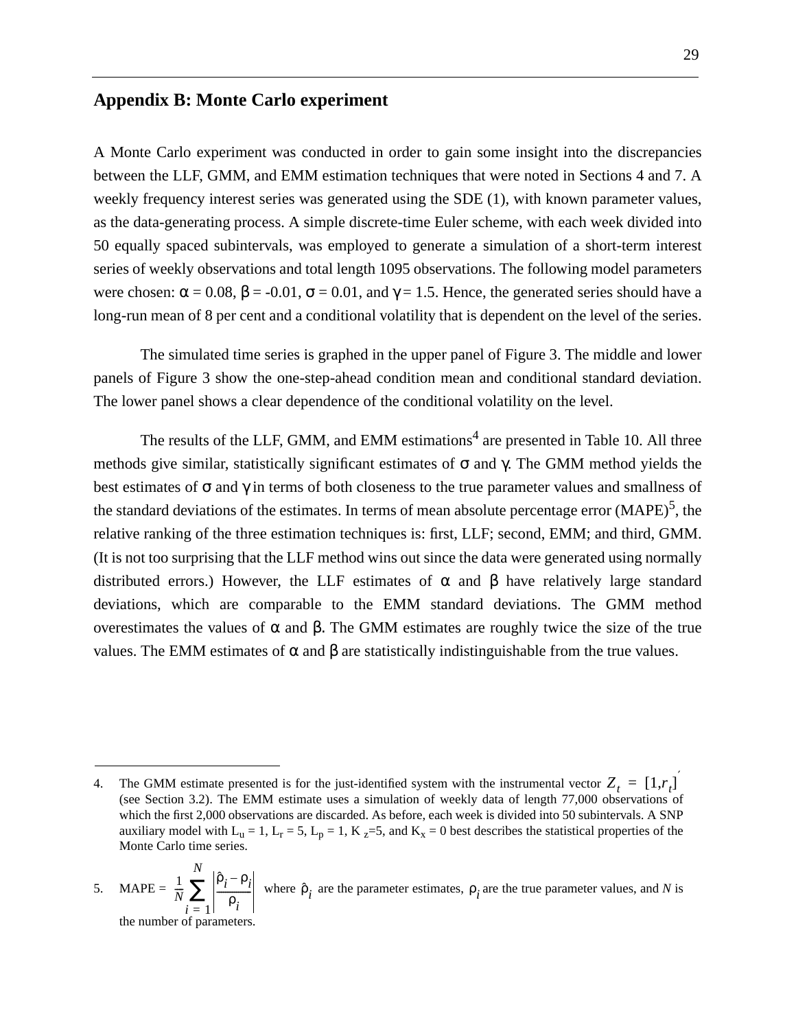## Appendix B: Monte Carlo experiment

A Monte Carlo experiment was conducted in order to gain some insight into the discrepancies between the LLF, GMM, and EMM estimation techniques that were noted in Sections 4 and 7. A weekly frequency interest series was generated using the SDE (1), with known parameter values, as the data-generating process. A simple discrete-time Euler scheme, with each week divided into 50 equally spaced subintervals, was employed to generate a simulation of a short-term interest series of weekly observations and total length 1095 observations. The following model parameters were chosen: $\alpha = 0.08$, $\beta = -0.01$, $\sigma = 0.01$, and $\gamma = 1.5$. Hence, the generated series should have a long-run mean of 8 per cent and a conditional volatility that is dependent on the level of the series.

The simulated time series is graphed in the upper panel of Figure 3. The middle and lower panels of Figure 3 show the one-step-ahead condition mean and conditional standard deviation. The lower panel shows a clear dependence of the conditional volatility on the level.

The results of the LLF, GMM, and EMM estimations[4] are presented in Table 10. All three methods give similar, statistically significant estimates of $\sigma$ and $\gamma$. The GMM method yields the best estimates of $\sigma$ and $\gamma$ in terms of both closeness to the true parameter values and smallness of the standard deviations of the estimates. In terms of mean absolute percentage error (MAPE)[5], the relative ranking of the three estimation techniques is: first, LLF; second, EMM; and third, GMM. (It is not too surprising that the LLF method wins out since the data were generated using normally distributed errors.) However, the LLF estimates of $\alpha$ and $\beta$ have relatively large standard deviations, which are comparable to the EMM standard deviations. The GMM method overestimates the values of $\alpha$ and $\beta$. The GMM estimates are roughly twice the size of the true values. The EMM estimates of $\alpha$ and $\beta$ are statistically indistinguishable from the true values.

---

4. The GMM estimate presented is for the just-identified system with the instrumental vector $Z_t = [1, r_t]'$ (see Section 3.2). The EMM estimate uses a simulation of weekly data of length 77,000 observations of which the first 2,000 observations are discarded. As before, each week is divided into 50 subintervals. A SNP auxiliary model with $L_u = 1$, $L_r = 5$, $L_p = 1$, $K_z = 5$, and $K_x = 0$ best describes the statistical properties of the Monte Carlo time series.

5. MAPE = $\frac{1}{N}\sum_{i=1}^{N}\left|\frac{\hat{\rho}_i - \rho_i}{\rho_i}\right|$ where $\hat{\rho}_i$ are the parameter estimates, $\rho_i$ are the true parameter values, and $N$ is the number of parameters.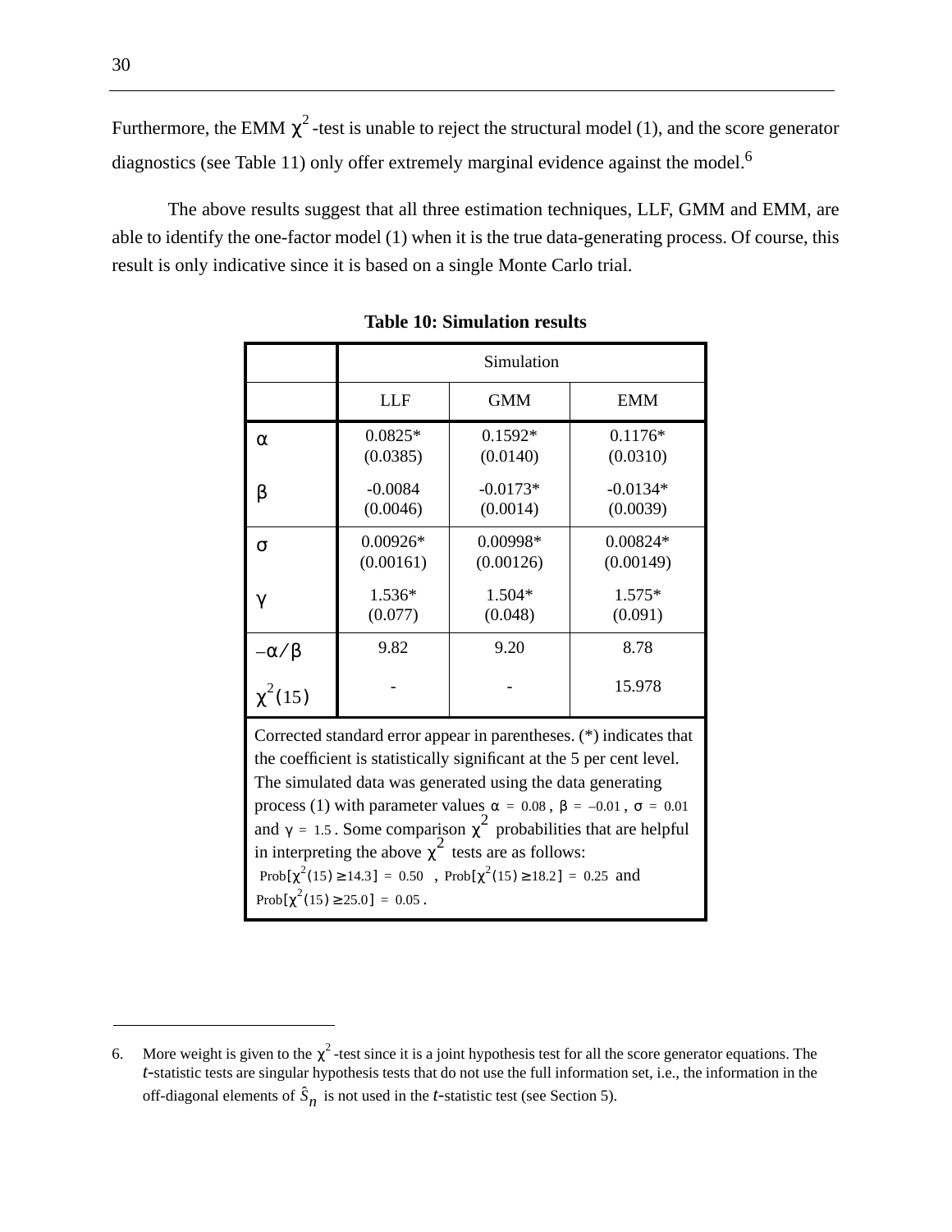Furthermore, the EMM $\chi^2$-test is unable to reject the structural model (1), and the score generator diagnostics (see Table 11) only offer extremely marginal evidence against the model.[6]

The above results suggest that all three estimation techniques, LLF, GMM and EMM, are able to identify the one-factor model (1) when it is the true data-generating process. Of course, this result is only indicative since it is based on a single Monte Carlo trial.

**Table 10: Simulation results**

| | Simulation | | |
|---|---|---|---|
| | LLF | GMM | EMM |
| $\alpha$ | 0.0825* (0.0385) | 0.1592* (0.0140) | 0.1176* (0.0310) |
| $\beta$ | -0.0084 (0.0046) | -0.0173* (0.0014) | -0.0134* (0.0039) |
| $\sigma$ | 0.00926* (0.00161) | 0.00998* (0.00126) | 0.00824* (0.00149) |
| $\gamma$ | 1.536* (0.077) | 1.504* (0.048) | 1.575* (0.091) |
| $-\alpha/\beta$ | 9.82 | 9.20 | 8.78 |
| $\chi^2(15)$ | - | - | 15.978 |

Corrected standard error appear in parentheses. (*) indicates that the coefficient is statistically significant at the 5 per cent level. The simulated data was generated using the data generating process (1) with parameter values $\alpha = 0.08$, $\beta = -0.01$, $\sigma = 0.01$ and $\gamma = 1.5$. Some comparison $\chi^2$ probabilities that are helpful in interpreting the above $\chi^2$ tests are as follows: $\text{Prob}[\chi^2(15) \geq 14.3] = 0.50$, $\text{Prob}[\chi^2(15) \geq 18.2] = 0.25$ and $\text{Prob}[\chi^2(15) \geq 25.0] = 0.05$.

6. More weight is given to the $\chi^2$-test since it is a joint hypothesis test for all the score generator equations. The $t$-statistic tests are singular hypothesis tests that do not use the full information set, i.e., the information in the off-diagonal elements of $\hat{S}_n$ is not used in the $t$-statistic test (see Section 5).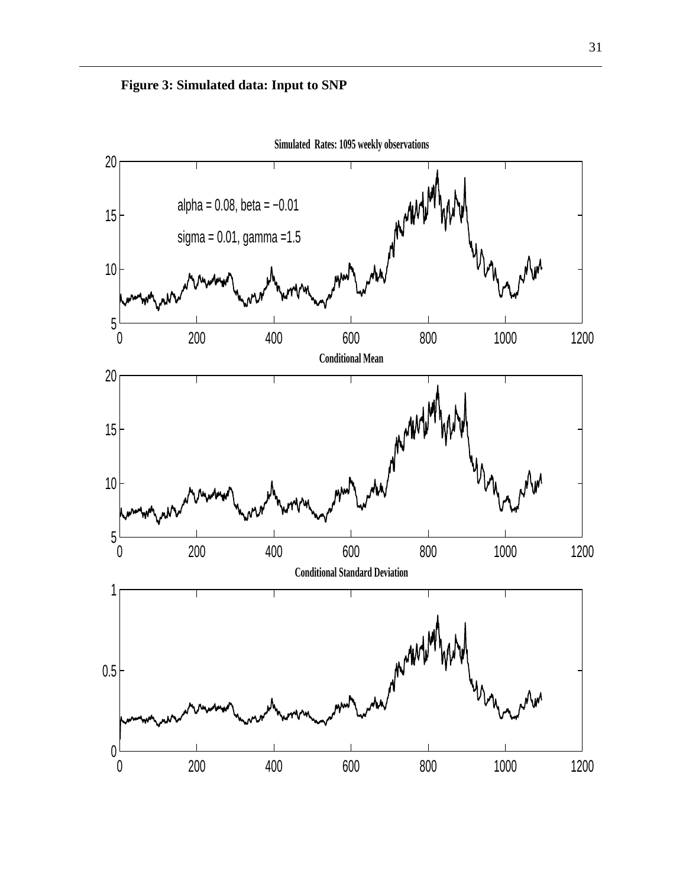**Figure 3: Simulated data: Input to SNP**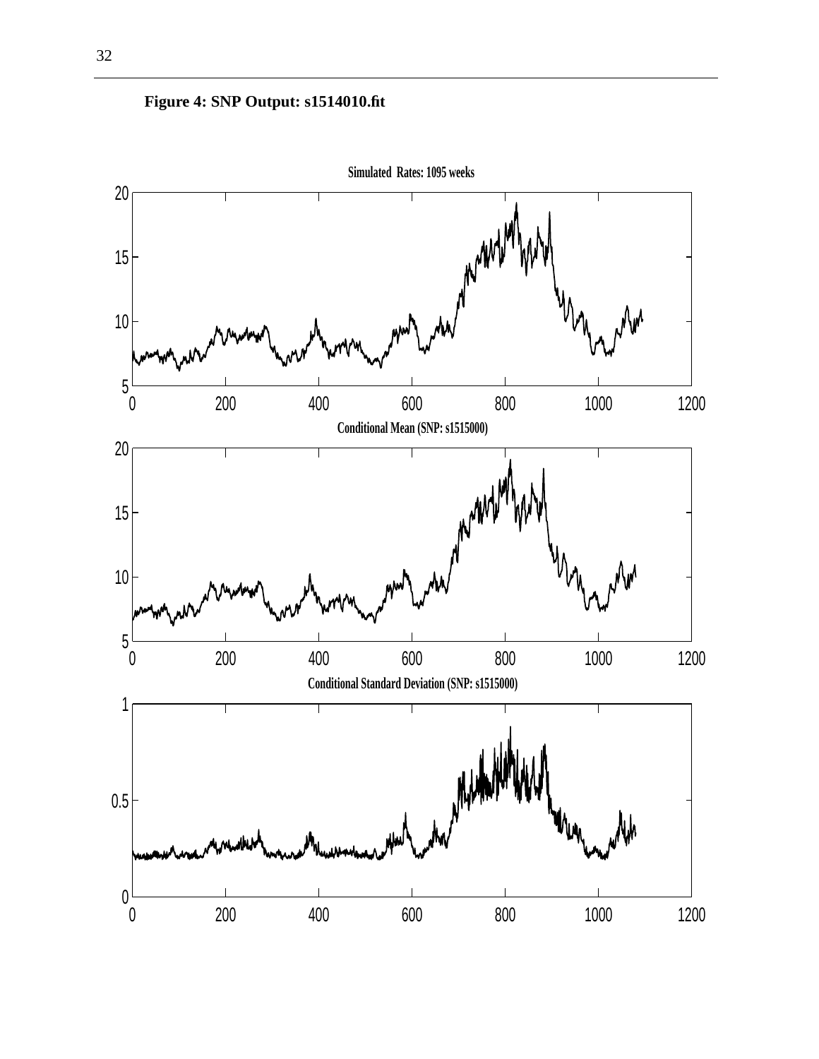**Figure 4: SNP Output: s1514010.fit**

Simulated Rates: 1095 weeks

Conditional Mean (SNP: s1515000)

Conditional Standard Deviation (SNP: s1515000)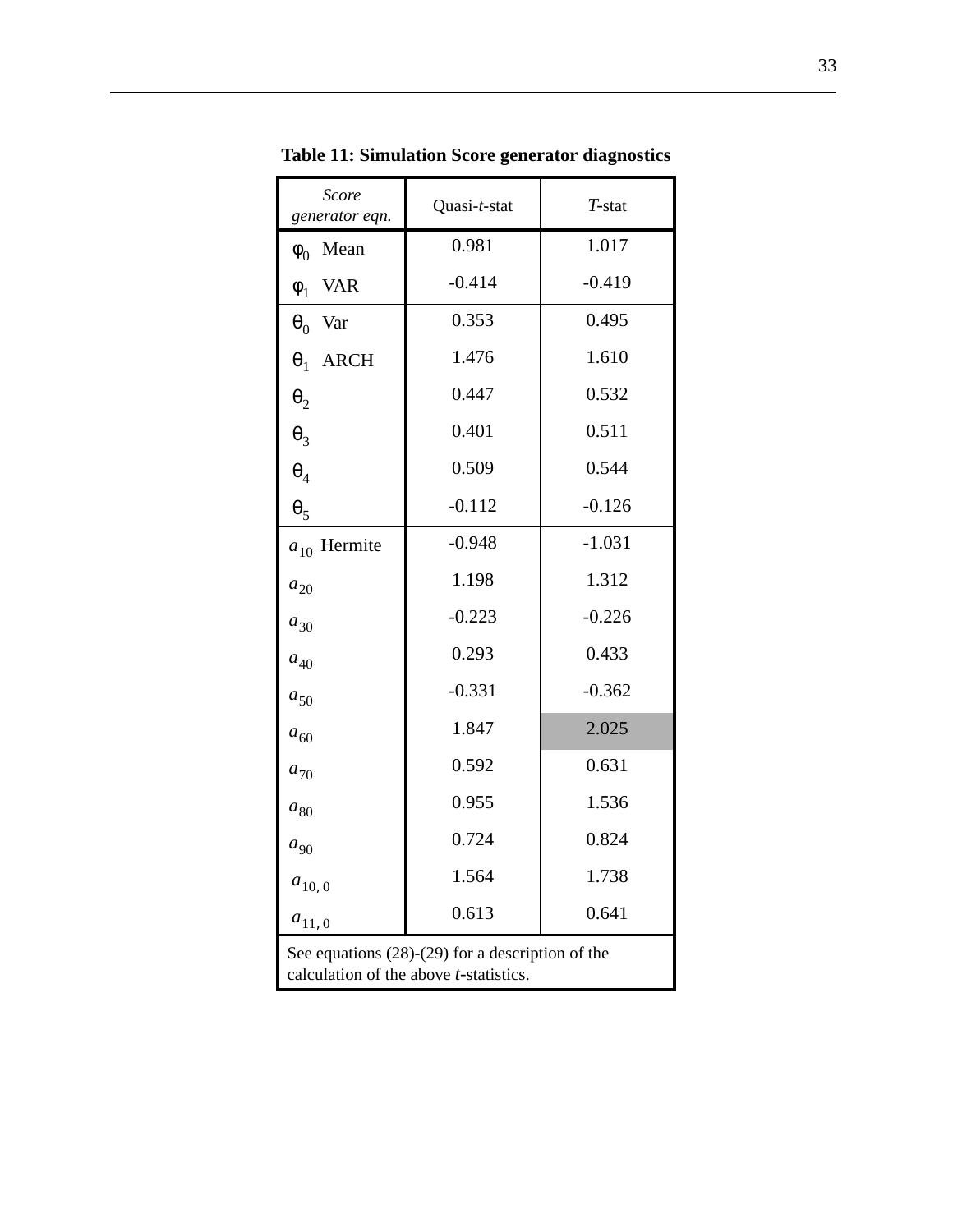**Table 11: Simulation Score generator diagnostics**

| *Score generator eqn.* | Quasi-*t*-stat | *T*-stat |
|---|---|---|
| $\varphi_0$ Mean | 0.981 | 1.017 |
| $\varphi_1$ VAR | -0.414 | -0.419 |
| $\theta_0$ Var | 0.353 | 0.495 |
| $\theta_1$ ARCH | 1.476 | 1.610 |
| $\theta_2$ | 0.447 | 0.532 |
| $\theta_3$ | 0.401 | 0.511 |
| $\theta_4$ | 0.509 | 0.544 |
| $\theta_5$ | -0.112 | -0.126 |
| $a_{10}$ Hermite | -0.948 | -1.031 |
| $a_{20}$ | 1.198 | 1.312 |
| $a_{30}$ | -0.223 | -0.226 |
| $a_{40}$ | 0.293 | 0.433 |
| $a_{50}$ | -0.331 | -0.362 |
| $a_{60}$ | 1.847 | 2.025 |
| $a_{70}$ | 0.592 | 0.631 |
| $a_{80}$ | 0.955 | 1.536 |
| $a_{90}$ | 0.724 | 0.824 |
| $a_{10,0}$ | 1.564 | 1.738 |
| $a_{11,0}$ | 0.613 | 0.641 |

See equations (28)-(29) for a description of the calculation of the above *t*-statistics.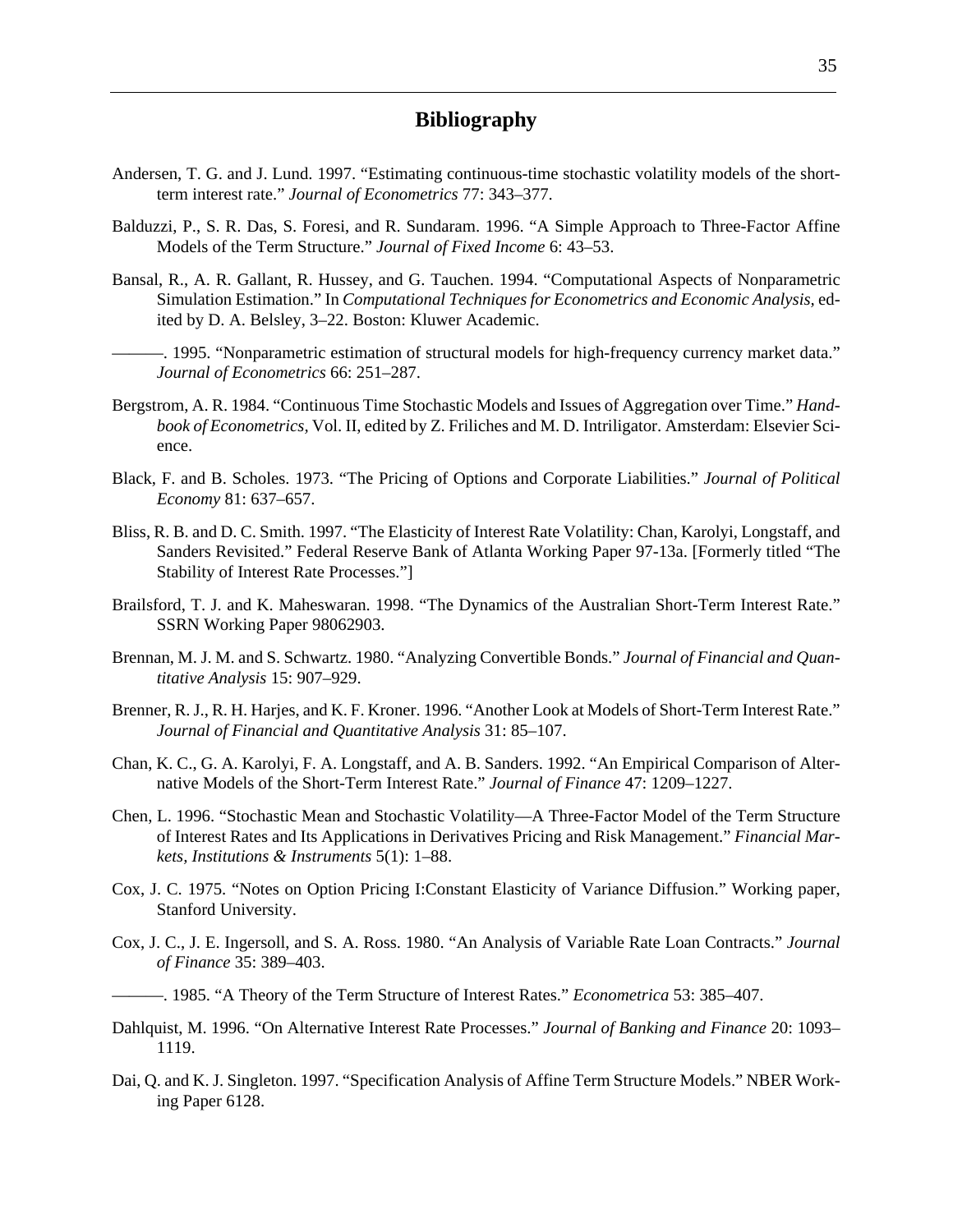## Bibliography

Andersen, T. G. and J. Lund. 1997. “Estimating continuous-time stochastic volatility models of the short-term interest rate.” *Journal of Econometrics* 77: 343–377.

Balduzzi, P., S. R. Das, S. Foresi, and R. Sundaram. 1996. “A Simple Approach to Three-Factor Affine Models of the Term Structure.” *Journal of Fixed Income* 6: 43–53.

Bansal, R., A. R. Gallant, R. Hussey, and G. Tauchen. 1994. “Computational Aspects of Nonparametric Simulation Estimation.” In *Computational Techniques for Econometrics and Economic Analysis*, edited by D. A. Belsley, 3–22. Boston: Kluwer Academic.

———. 1995. “Nonparametric estimation of structural models for high-frequency currency market data.” *Journal of Econometrics* 66: 251–287.

Bergstrom, A. R. 1984. “Continuous Time Stochastic Models and Issues of Aggregation over Time.” *Handbook of Econometrics*, Vol. II, edited by Z. Friliches and M. D. Intriligator. Amsterdam: Elsevier Science.

Black, F. and B. Scholes. 1973. “The Pricing of Options and Corporate Liabilities.” *Journal of Political Economy* 81: 637–657.

Bliss, R. B. and D. C. Smith. 1997. “The Elasticity of Interest Rate Volatility: Chan, Karolyi, Longstaff, and Sanders Revisited.” Federal Reserve Bank of Atlanta Working Paper 97-13a. [Formerly titled “The Stability of Interest Rate Processes.”]

Brailsford, T. J. and K. Maheswaran. 1998. “The Dynamics of the Australian Short-Term Interest Rate.” SSRN Working Paper 98062903.

Brennan, M. J. M. and S. Schwartz. 1980. “Analyzing Convertible Bonds.” *Journal of Financial and Quantitative Analysis* 15: 907–929.

Brenner, R. J., R. H. Harjes, and K. F. Kroner. 1996. “Another Look at Models of Short-Term Interest Rate.” *Journal of Financial and Quantitative Analysis* 31: 85–107.

Chan, K. C., G. A. Karolyi, F. A. Longstaff, and A. B. Sanders. 1992. “An Empirical Comparison of Alternative Models of the Short-Term Interest Rate.” *Journal of Finance* 47: 1209–1227.

Chen, L. 1996. “Stochastic Mean and Stochastic Volatility—A Three-Factor Model of the Term Structure of Interest Rates and Its Applications in Derivatives Pricing and Risk Management.” *Financial Markets, Institutions & Instruments* 5(1): 1–88.

Cox, J. C. 1975. “Notes on Option Pricing I:Constant Elasticity of Variance Diffusion.” Working paper, Stanford University.

Cox, J. C., J. E. Ingersoll, and S. A. Ross. 1980. “An Analysis of Variable Rate Loan Contracts.” *Journal of Finance* 35: 389–403.

———. 1985. “A Theory of the Term Structure of Interest Rates.” *Econometrica* 53: 385–407.

Dahlquist, M. 1996. “On Alternative Interest Rate Processes.” *Journal of Banking and Finance* 20: 1093–1119.

Dai, Q. and K. J. Singleton. 1997. “Specification Analysis of Affine Term Structure Models.” NBER Working Paper 6128.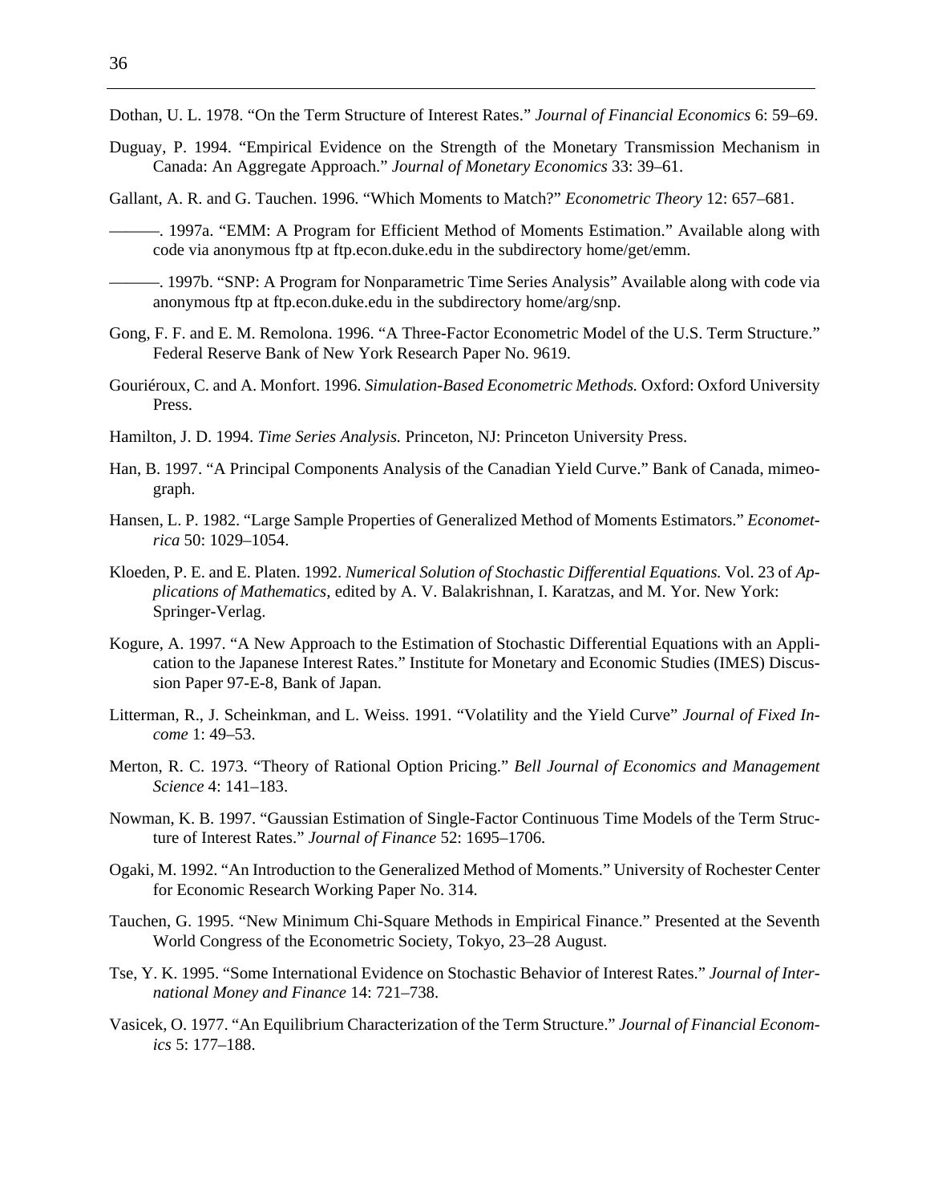Dothan, U. L. 1978. "On the Term Structure of Interest Rates." *Journal of Financial Economics* 6: 59–69.

Duguay, P. 1994. "Empirical Evidence on the Strength of the Monetary Transmission Mechanism in Canada: An Aggregate Approach." *Journal of Monetary Economics* 33: 39–61.

Gallant, A. R. and G. Tauchen. 1996. "Which Moments to Match?" *Econometric Theory* 12: 657–681.

———. 1997a. "EMM: A Program for Efficient Method of Moments Estimation." Available along with code via anonymous ftp at ftp.econ.duke.edu in the subdirectory home/get/emm.

———. 1997b. "SNP: A Program for Nonparametric Time Series Analysis" Available along with code via anonymous ftp at ftp.econ.duke.edu in the subdirectory home/arg/snp.

Gong, F. F. and E. M. Remolona. 1996. "A Three-Factor Econometric Model of the U.S. Term Structure." Federal Reserve Bank of New York Research Paper No. 9619.

Gouriéroux, C. and A. Monfort. 1996. *Simulation-Based Econometric Methods.* Oxford: Oxford University Press.

Hamilton, J. D. 1994. *Time Series Analysis.* Princeton, NJ: Princeton University Press.

Han, B. 1997. "A Principal Components Analysis of the Canadian Yield Curve." Bank of Canada, mimeograph.

Hansen, L. P. 1982. "Large Sample Properties of Generalized Method of Moments Estimators." *Econometrica* 50: 1029–1054.

Kloeden, P. E. and E. Platen. 1992. *Numerical Solution of Stochastic Differential Equations.* Vol. 23 of *Applications of Mathematics,* edited by A. V. Balakrishnan, I. Karatzas, and M. Yor. New York: Springer-Verlag.

Kogure, A. 1997. "A New Approach to the Estimation of Stochastic Differential Equations with an Application to the Japanese Interest Rates." Institute for Monetary and Economic Studies (IMES) Discussion Paper 97-E-8, Bank of Japan.

Litterman, R., J. Scheinkman, and L. Weiss. 1991. "Volatility and the Yield Curve" *Journal of Fixed Income* 1: 49–53.

Merton, R. C. 1973. "Theory of Rational Option Pricing." *Bell Journal of Economics and Management Science* 4: 141–183.

Nowman, K. B. 1997. "Gaussian Estimation of Single-Factor Continuous Time Models of the Term Structure of Interest Rates." *Journal of Finance* 52: 1695–1706.

Ogaki, M. 1992. "An Introduction to the Generalized Method of Moments." University of Rochester Center for Economic Research Working Paper No. 314.

Tauchen, G. 1995. "New Minimum Chi-Square Methods in Empirical Finance." Presented at the Seventh World Congress of the Econometric Society, Tokyo, 23–28 August.

Tse, Y. K. 1995. "Some International Evidence on Stochastic Behavior of Interest Rates." *Journal of International Money and Finance* 14: 721–738.

Vasicek, O. 1977. "An Equilibrium Characterization of the Term Structure." *Journal of Financial Economics* 5: 177–188.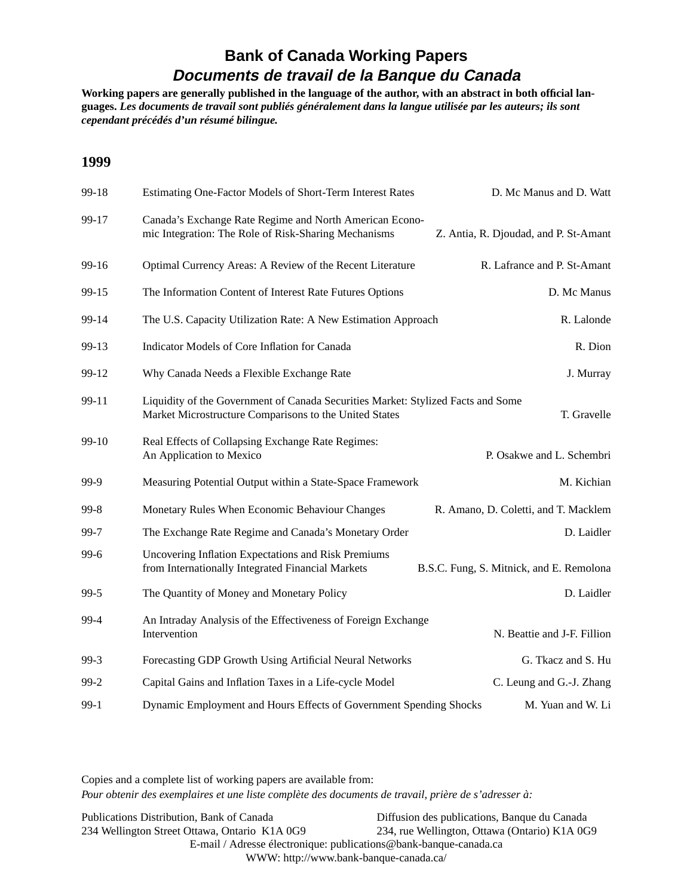# Bank of Canada Working Papers
## *Documents de travail de la Banque du Canada*

**Working papers are generally published in the language of the author, with an abstract in both official languages.** ***Les documents de travail sont publiés généralement dans la langue utilisée par les auteurs; ils sont cependant précédés d'un résumé bilingue.***

### 1999

| | | |
|---|---|---|
| 99-18 | Estimating One-Factor Models of Short-Term Interest Rates | D. Mc Manus and D. Watt |
| 99-17 | Canada's Exchange Rate Regime and North American Economic Integration: The Role of Risk-Sharing Mechanisms | Z. Antia, R. Djoudad, and P. St-Amant |
| 99-16 | Optimal Currency Areas: A Review of the Recent Literature | R. Lafrance and P. St-Amant |
| 99-15 | The Information Content of Interest Rate Futures Options | D. Mc Manus |
| 99-14 | The U.S. Capacity Utilization Rate: A New Estimation Approach | R. Lalonde |
| 99-13 | Indicator Models of Core Inflation for Canada | R. Dion |
| 99-12 | Why Canada Needs a Flexible Exchange Rate | J. Murray |
| 99-11 | Liquidity of the Government of Canada Securities Market: Stylized Facts and Some Market Microstructure Comparisons to the United States | T. Gravelle |
| 99-10 | Real Effects of Collapsing Exchange Rate Regimes: An Application to Mexico | P. Osakwe and L. Schembri |
| 99-9 | Measuring Potential Output within a State-Space Framework | M. Kichian |
| 99-8 | Monetary Rules When Economic Behaviour Changes | R. Amano, D. Coletti, and T. Macklem |
| 99-7 | The Exchange Rate Regime and Canada's Monetary Order | D. Laidler |
| 99-6 | Uncovering Inflation Expectations and Risk Premiums from Internationally Integrated Financial Markets | B.S.C. Fung, S. Mitnick, and E. Remolona |
| 99-5 | The Quantity of Money and Monetary Policy | D. Laidler |
| 99-4 | An Intraday Analysis of the Effectiveness of Foreign Exchange Intervention | N. Beattie and J-F. Fillion |
| 99-3 | Forecasting GDP Growth Using Artificial Neural Networks | G. Tkacz and S. Hu |
| 99-2 | Capital Gains and Inflation Taxes in a Life-cycle Model | C. Leung and G.-J. Zhang |
| 99-1 | Dynamic Employment and Hours Effects of Government Spending Shocks | M. Yuan and W. Li |

Copies and a complete list of working papers are available from:
*Pour obtenir des exemplaires et une liste complète des documents de travail, prière de s'adresser à:*

Publications Distribution, Bank of Canada
234 Wellington Street Ottawa, Ontario K1A 0G9

Diffusion des publications, Banque du Canada
234, rue Wellington, Ottawa (Ontario) K1A 0G9

E-mail / Adresse électronique: publications@bank-banque-canada.ca
WWW: http://www.bank-banque-canada.ca/